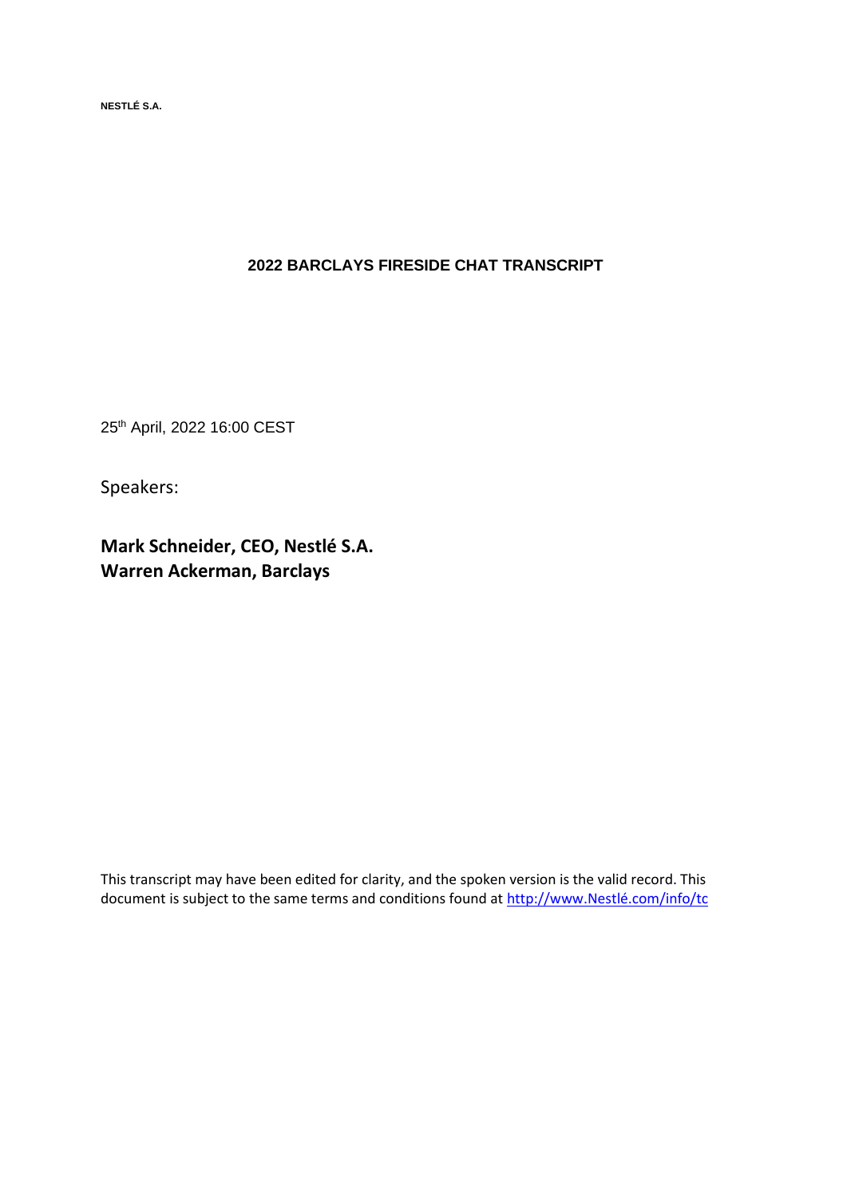**NESTLÉ S.A.**

# 2022 BARCLAYS FIRESIDE CHAT TRANSCRIPT

25th April, 2022 16:00 CEST

Speakers:

**Mark Schneider, CEO, Nestlé S.A.**
**Warren Ackerman, Barclays**

This transcript may have been edited for clarity, and the spoken version is the valid record. This document is subject to the same terms and conditions found at http://www.Nestlé.com/info/tc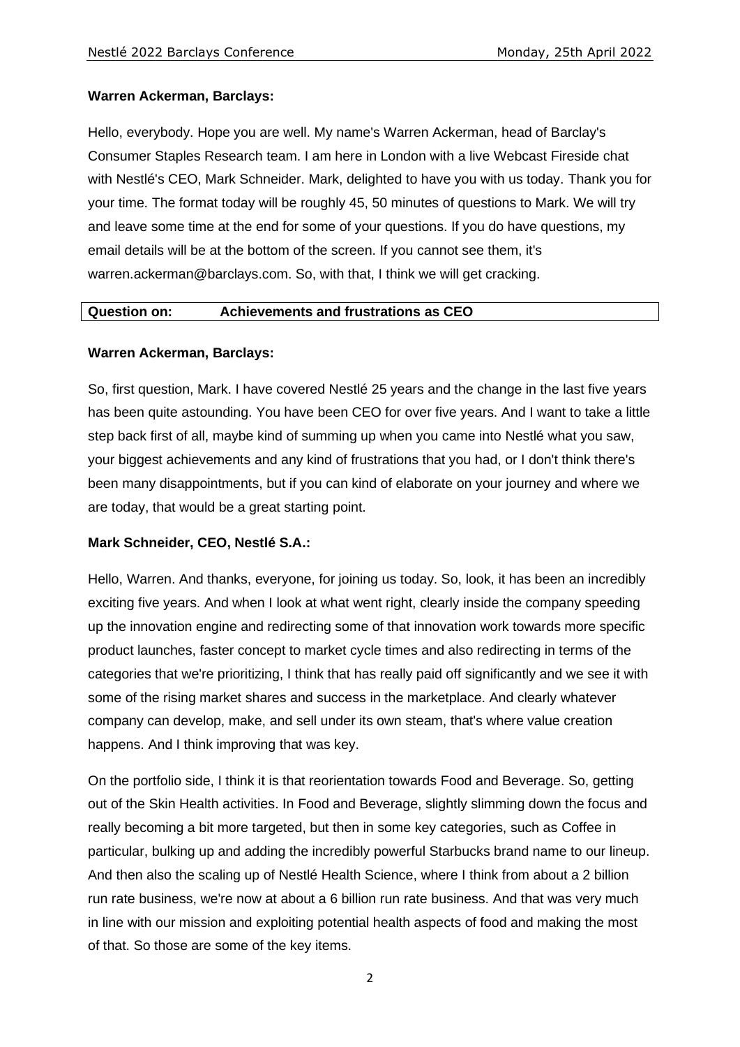**Warren Ackerman, Barclays:**

Hello, everybody. Hope you are well. My name's Warren Ackerman, head of Barclay's Consumer Staples Research team. I am here in London with a live Webcast Fireside chat with Nestlé's CEO, Mark Schneider. Mark, delighted to have you with us today. Thank you for your time. The format today will be roughly 45, 50 minutes of questions to Mark. We will try and leave some time at the end for some of your questions. If you do have questions, my email details will be at the bottom of the screen. If you cannot see them, it's warren.ackerman@barclays.com. So, with that, I think we will get cracking.

| **Question on:** | **Achievements and frustrations as CEO** |
|---|---|

**Warren Ackerman, Barclays:**

So, first question, Mark. I have covered Nestlé 25 years and the change in the last five years has been quite astounding. You have been CEO for over five years. And I want to take a little step back first of all, maybe kind of summing up when you came into Nestlé what you saw, your biggest achievements and any kind of frustrations that you had, or I don't think there's been many disappointments, but if you can kind of elaborate on your journey and where we are today, that would be a great starting point.

**Mark Schneider, CEO, Nestlé S.A.:**

Hello, Warren. And thanks, everyone, for joining us today. So, look, it has been an incredibly exciting five years. And when I look at what went right, clearly inside the company speeding up the innovation engine and redirecting some of that innovation work towards more specific product launches, faster concept to market cycle times and also redirecting in terms of the categories that we're prioritizing, I think that has really paid off significantly and we see it with some of the rising market shares and success in the marketplace. And clearly whatever company can develop, make, and sell under its own steam, that's where value creation happens. And I think improving that was key.

On the portfolio side, I think it is that reorientation towards Food and Beverage. So, getting out of the Skin Health activities. In Food and Beverage, slightly slimming down the focus and really becoming a bit more targeted, but then in some key categories, such as Coffee in particular, bulking up and adding the incredibly powerful Starbucks brand name to our lineup. And then also the scaling up of Nestlé Health Science, where I think from about a 2 billion run rate business, we're now at about a 6 billion run rate business. And that was very much in line with our mission and exploiting potential health aspects of food and making the most of that. So those are some of the key items.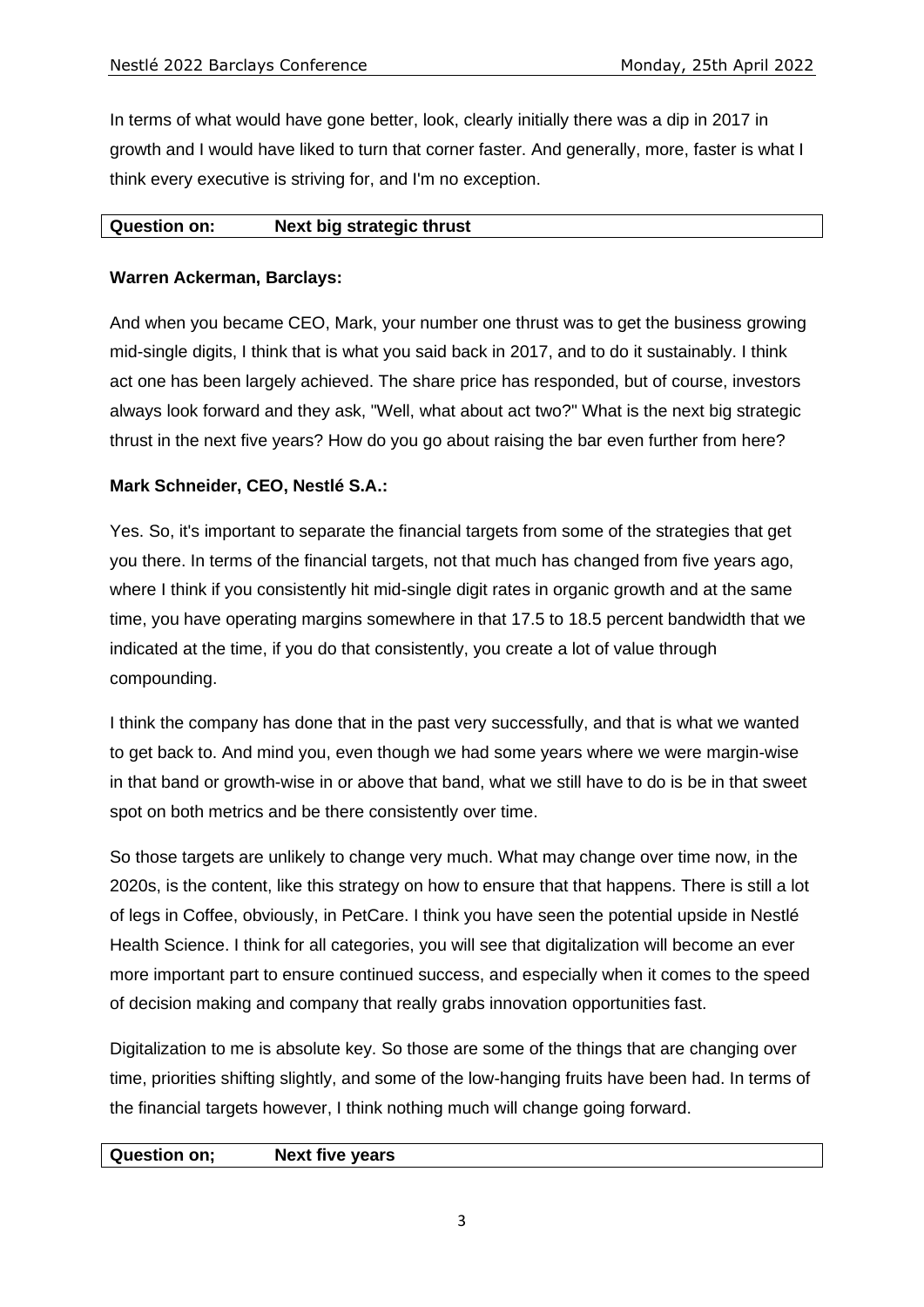In terms of what would have gone better, look, clearly initially there was a dip in 2017 in growth and I would have liked to turn that corner faster. And generally, more, faster is what I think every executive is striving for, and I'm no exception.

| Question on: | Next big strategic thrust |
|---|---|

**Warren Ackerman, Barclays:**

And when you became CEO, Mark, your number one thrust was to get the business growing mid-single digits, I think that is what you said back in 2017, and to do it sustainably. I think act one has been largely achieved. The share price has responded, but of course, investors always look forward and they ask, "Well, what about act two?" What is the next big strategic thrust in the next five years? How do you go about raising the bar even further from here?

**Mark Schneider, CEO, Nestlé S.A.:**

Yes. So, it's important to separate the financial targets from some of the strategies that get you there. In terms of the financial targets, not that much has changed from five years ago, where I think if you consistently hit mid-single digit rates in organic growth and at the same time, you have operating margins somewhere in that 17.5 to 18.5 percent bandwidth that we indicated at the time, if you do that consistently, you create a lot of value through compounding.

I think the company has done that in the past very successfully, and that is what we wanted to get back to. And mind you, even though we had some years where we were margin-wise in that band or growth-wise in or above that band, what we still have to do is be in that sweet spot on both metrics and be there consistently over time.

So those targets are unlikely to change very much. What may change over time now, in the 2020s, is the content, like this strategy on how to ensure that that happens. There is still a lot of legs in Coffee, obviously, in PetCare. I think you have seen the potential upside in Nestlé Health Science. I think for all categories, you will see that digitalization will become an ever more important part to ensure continued success, and especially when it comes to the speed of decision making and company that really grabs innovation opportunities fast.

Digitalization to me is absolute key. So those are some of the things that are changing over time, priorities shifting slightly, and some of the low-hanging fruits have been had. In terms of the financial targets however, I think nothing much will change going forward.

| Question on; | Next five years |
|---|---|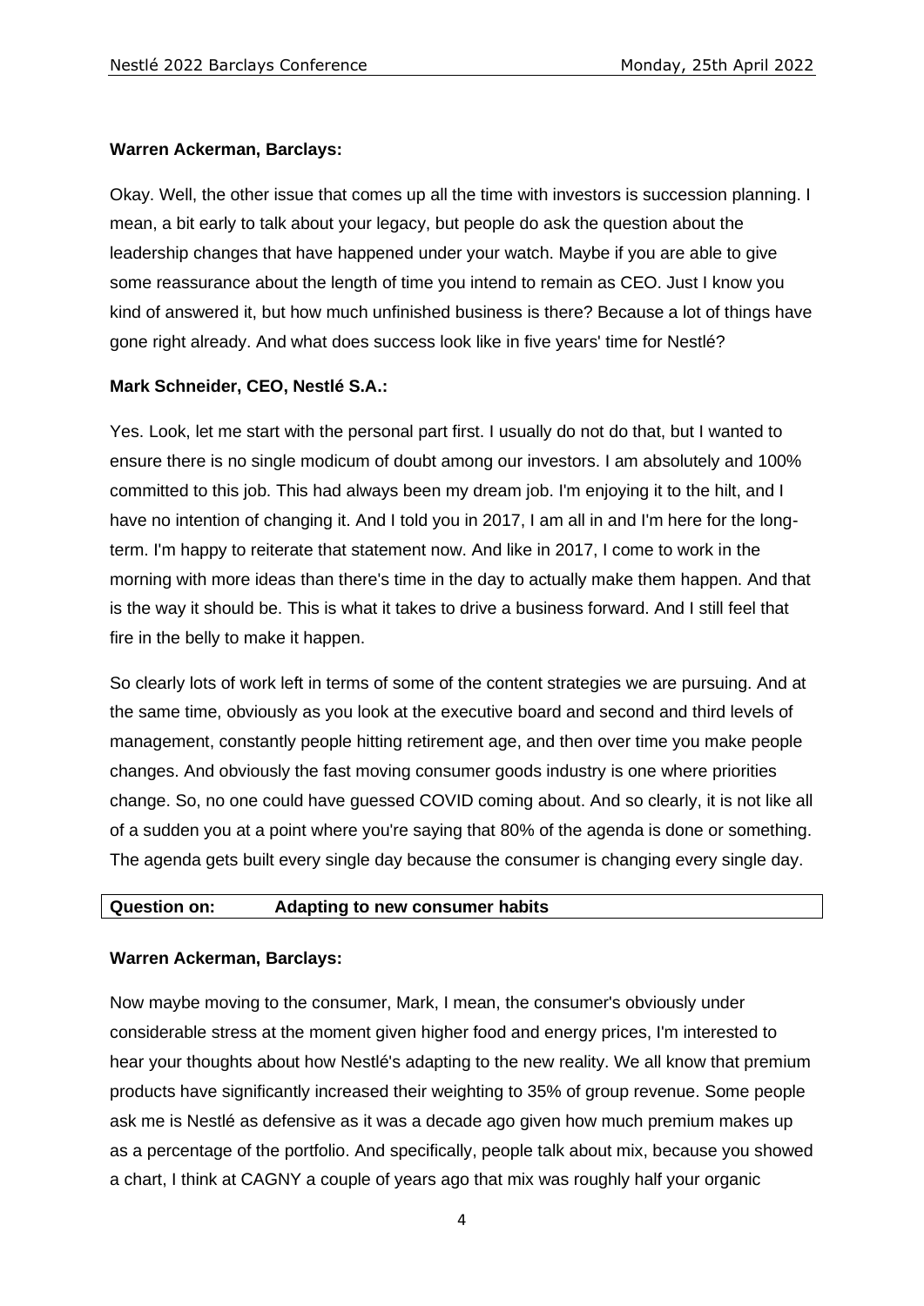**Warren Ackerman, Barclays:**

Okay. Well, the other issue that comes up all the time with investors is succession planning. I mean, a bit early to talk about your legacy, but people do ask the question about the leadership changes that have happened under your watch. Maybe if you are able to give some reassurance about the length of time you intend to remain as CEO. Just I know you kind of answered it, but how much unfinished business is there? Because a lot of things have gone right already. And what does success look like in five years' time for Nestlé?

**Mark Schneider, CEO, Nestlé S.A.:**

Yes. Look, let me start with the personal part first. I usually do not do that, but I wanted to ensure there is no single modicum of doubt among our investors. I am absolutely and 100% committed to this job. This had always been my dream job. I'm enjoying it to the hilt, and I have no intention of changing it. And I told you in 2017, I am all in and I'm here for the long-term. I'm happy to reiterate that statement now. And like in 2017, I come to work in the morning with more ideas than there's time in the day to actually make them happen. And that is the way it should be. This is what it takes to drive a business forward. And I still feel that fire in the belly to make it happen.

So clearly lots of work left in terms of some of the content strategies we are pursuing. And at the same time, obviously as you look at the executive board and second and third levels of management, constantly people hitting retirement age, and then over time you make people changes. And obviously the fast moving consumer goods industry is one where priorities change. So, no one could have guessed COVID coming about. And so clearly, it is not like all of a sudden you at a point where you're saying that 80% of the agenda is done or something. The agenda gets built every single day because the consumer is changing every single day.

| **Question on:** | **Adapting to new consumer habits** |
|---|---|

**Warren Ackerman, Barclays:**

Now maybe moving to the consumer, Mark, I mean, the consumer's obviously under considerable stress at the moment given higher food and energy prices, I'm interested to hear your thoughts about how Nestlé's adapting to the new reality. We all know that premium products have significantly increased their weighting to 35% of group revenue. Some people ask me is Nestlé as defensive as it was a decade ago given how much premium makes up as a percentage of the portfolio. And specifically, people talk about mix, because you showed a chart, I think at CAGNY a couple of years ago that mix was roughly half your organic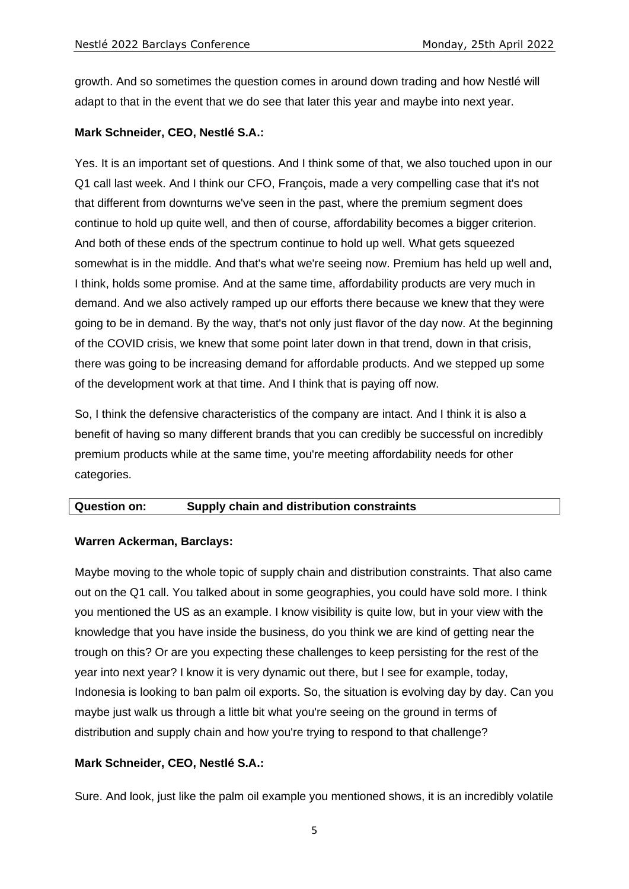growth. And so sometimes the question comes in around down trading and how Nestlé will adapt to that in the event that we do see that later this year and maybe into next year.

**Mark Schneider, CEO, Nestlé S.A.:**

Yes. It is an important set of questions. And I think some of that, we also touched upon in our Q1 call last week. And I think our CFO, François, made a very compelling case that it's not that different from downturns we've seen in the past, where the premium segment does continue to hold up quite well, and then of course, affordability becomes a bigger criterion. And both of these ends of the spectrum continue to hold up well. What gets squeezed somewhat is in the middle. And that's what we're seeing now. Premium has held up well and, I think, holds some promise. And at the same time, affordability products are very much in demand. And we also actively ramped up our efforts there because we knew that they were going to be in demand. By the way, that's not only just flavor of the day now. At the beginning of the COVID crisis, we knew that some point later down in that trend, down in that crisis, there was going to be increasing demand for affordable products. And we stepped up some of the development work at that time. And I think that is paying off now.

So, I think the defensive characteristics of the company are intact. And I think it is also a benefit of having so many different brands that you can credibly be successful on incredibly premium products while at the same time, you're meeting affordability needs for other categories.

| **Question on:** | **Supply chain and distribution constraints** |
|---|---|

**Warren Ackerman, Barclays:**

Maybe moving to the whole topic of supply chain and distribution constraints. That also came out on the Q1 call. You talked about in some geographies, you could have sold more. I think you mentioned the US as an example. I know visibility is quite low, but in your view with the knowledge that you have inside the business, do you think we are kind of getting near the trough on this? Or are you expecting these challenges to keep persisting for the rest of the year into next year? I know it is very dynamic out there, but I see for example, today, Indonesia is looking to ban palm oil exports. So, the situation is evolving day by day. Can you maybe just walk us through a little bit what you're seeing on the ground in terms of distribution and supply chain and how you're trying to respond to that challenge?

**Mark Schneider, CEO, Nestlé S.A.:**

Sure. And look, just like the palm oil example you mentioned shows, it is an incredibly volatile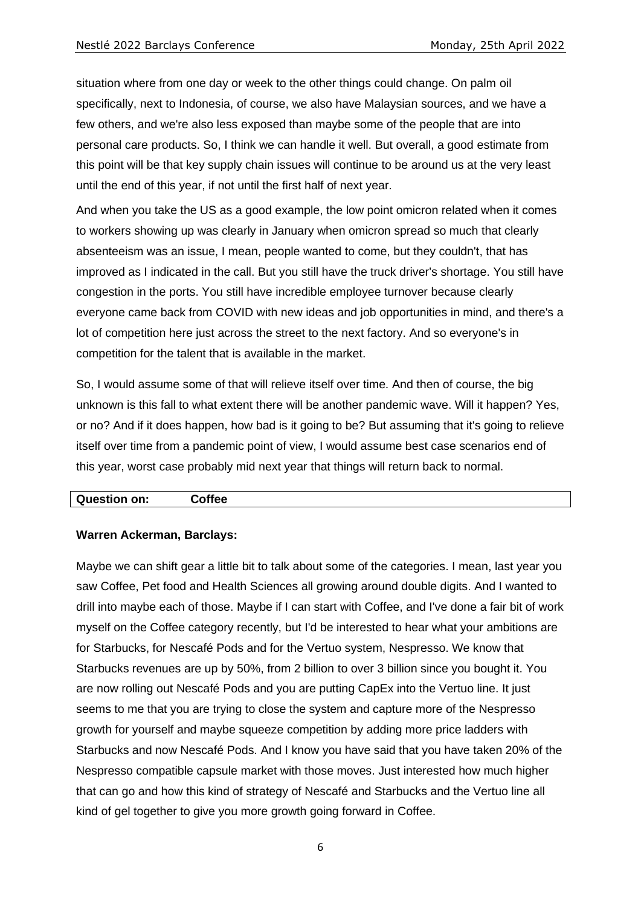situation where from one day or week to the other things could change. On palm oil specifically, next to Indonesia, of course, we also have Malaysian sources, and we have a few others, and we're also less exposed than maybe some of the people that are into personal care products. So, I think we can handle it well. But overall, a good estimate from this point will be that key supply chain issues will continue to be around us at the very least until the end of this year, if not until the first half of next year.

And when you take the US as a good example, the low point omicron related when it comes to workers showing up was clearly in January when omicron spread so much that clearly absenteeism was an issue, I mean, people wanted to come, but they couldn't, that has improved as I indicated in the call. But you still have the truck driver's shortage. You still have congestion in the ports. You still have incredible employee turnover because clearly everyone came back from COVID with new ideas and job opportunities in mind, and there's a lot of competition here just across the street to the next factory. And so everyone's in competition for the talent that is available in the market.

So, I would assume some of that will relieve itself over time. And then of course, the big unknown is this fall to what extent there will be another pandemic wave. Will it happen? Yes, or no? And if it does happen, how bad is it going to be? But assuming that it's going to relieve itself over time from a pandemic point of view, I would assume best case scenarios end of this year, worst case probably mid next year that things will return back to normal.

| **Question on:** | **Coffee** |
|---|---|

**Warren Ackerman, Barclays:**

Maybe we can shift gear a little bit to talk about some of the categories. I mean, last year you saw Coffee, Pet food and Health Sciences all growing around double digits. And I wanted to drill into maybe each of those. Maybe if I can start with Coffee, and I've done a fair bit of work myself on the Coffee category recently, but I'd be interested to hear what your ambitions are for Starbucks, for Nescafé Pods and for the Vertuo system, Nespresso. We know that Starbucks revenues are up by 50%, from 2 billion to over 3 billion since you bought it. You are now rolling out Nescafé Pods and you are putting CapEx into the Vertuo line. It just seems to me that you are trying to close the system and capture more of the Nespresso growth for yourself and maybe squeeze competition by adding more price ladders with Starbucks and now Nescafé Pods. And I know you have said that you have taken 20% of the Nespresso compatible capsule market with those moves. Just interested how much higher that can go and how this kind of strategy of Nescafé and Starbucks and the Vertuo line all kind of gel together to give you more growth going forward in Coffee.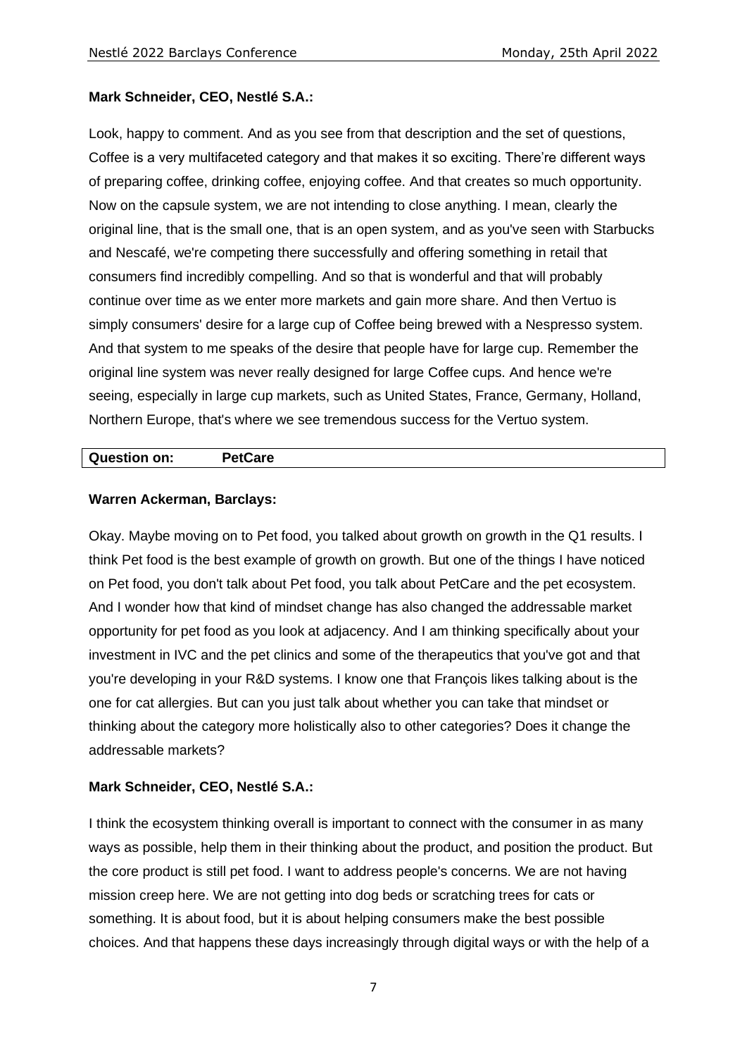**Mark Schneider, CEO, Nestlé S.A.:**

Look, happy to comment. And as you see from that description and the set of questions, Coffee is a very multifaceted category and that makes it so exciting. There're different ways of preparing coffee, drinking coffee, enjoying coffee. And that creates so much opportunity. Now on the capsule system, we are not intending to close anything. I mean, clearly the original line, that is the small one, that is an open system, and as you've seen with Starbucks and Nescafé, we're competing there successfully and offering something in retail that consumers find incredibly compelling. And so that is wonderful and that will probably continue over time as we enter more markets and gain more share. And then Vertuo is simply consumers' desire for a large cup of Coffee being brewed with a Nespresso system. And that system to me speaks of the desire that people have for large cup. Remember the original line system was never really designed for large Coffee cups. And hence we're seeing, especially in large cup markets, such as United States, France, Germany, Holland, Northern Europe, that's where we see tremendous success for the Vertuo system.

| **Question on:** | **PetCare** |
|---|---|

**Warren Ackerman, Barclays:**

Okay. Maybe moving on to Pet food, you talked about growth on growth in the Q1 results. I think Pet food is the best example of growth on growth. But one of the things I have noticed on Pet food, you don't talk about Pet food, you talk about PetCare and the pet ecosystem. And I wonder how that kind of mindset change has also changed the addressable market opportunity for pet food as you look at adjacency. And I am thinking specifically about your investment in IVC and the pet clinics and some of the therapeutics that you've got and that you're developing in your R&D systems. I know one that François likes talking about is the one for cat allergies. But can you just talk about whether you can take that mindset or thinking about the category more holistically also to other categories? Does it change the addressable markets?

**Mark Schneider, CEO, Nestlé S.A.:**

I think the ecosystem thinking overall is important to connect with the consumer in as many ways as possible, help them in their thinking about the product, and position the product. But the core product is still pet food. I want to address people's concerns. We are not having mission creep here. We are not getting into dog beds or scratching trees for cats or something. It is about food, but it is about helping consumers make the best possible choices. And that happens these days increasingly through digital ways or with the help of a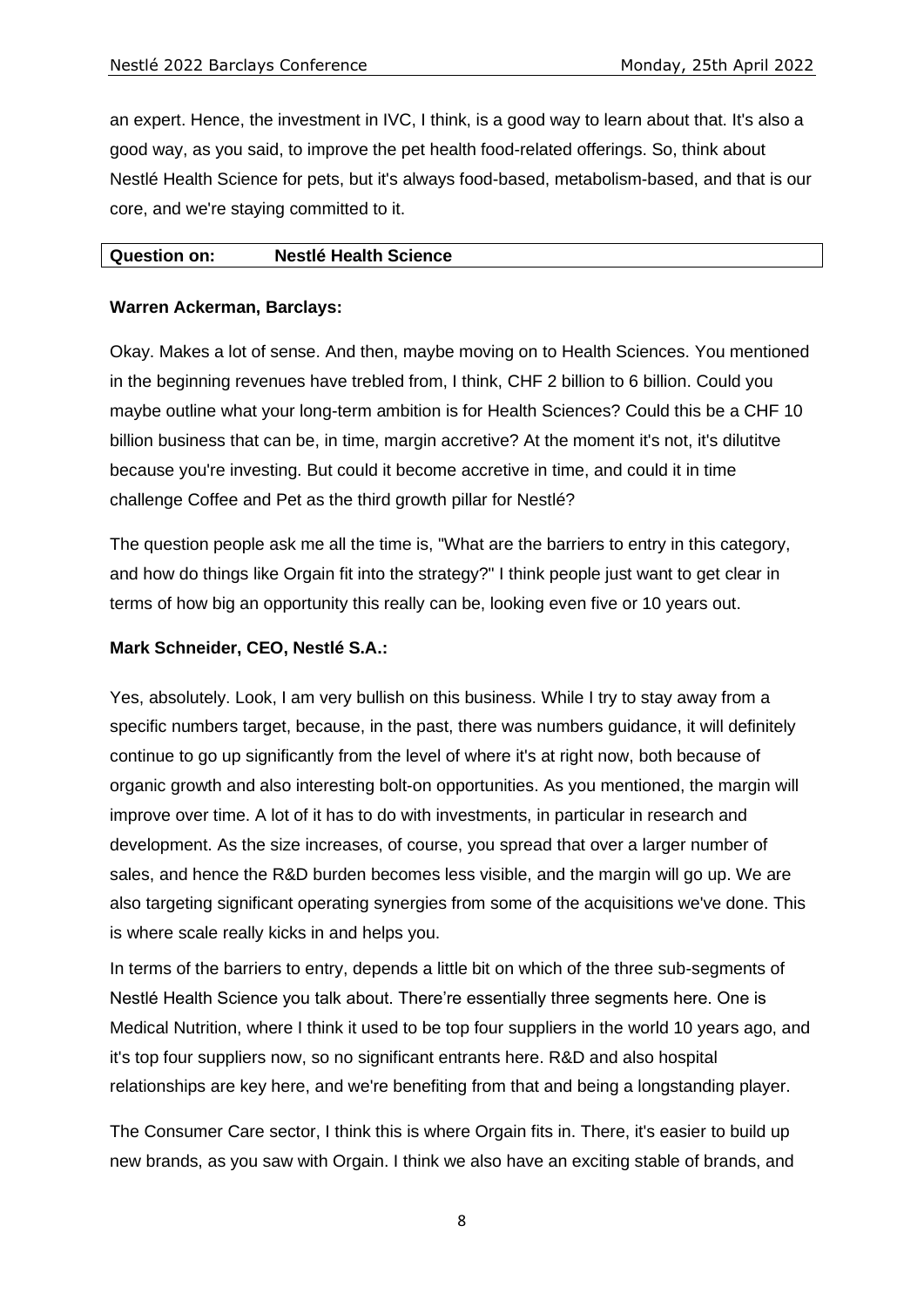an expert. Hence, the investment in IVC, I think, is a good way to learn about that. It's also a good way, as you said, to improve the pet health food-related offerings. So, think about Nestlé Health Science for pets, but it's always food-based, metabolism-based, and that is our core, and we're staying committed to it.

| **Question on:** | **Nestlé Health Science** |
|---|---|

**Warren Ackerman, Barclays:**

Okay. Makes a lot of sense. And then, maybe moving on to Health Sciences. You mentioned in the beginning revenues have trebled from, I think, CHF 2 billion to 6 billion. Could you maybe outline what your long-term ambition is for Health Sciences? Could this be a CHF 10 billion business that can be, in time, margin accretive? At the moment it's not, it's dilutitve because you're investing. But could it become accretive in time, and could it in time challenge Coffee and Pet as the third growth pillar for Nestlé?

The question people ask me all the time is, "What are the barriers to entry in this category, and how do things like Orgain fit into the strategy?" I think people just want to get clear in terms of how big an opportunity this really can be, looking even five or 10 years out.

**Mark Schneider, CEO, Nestlé S.A.:**

Yes, absolutely. Look, I am very bullish on this business. While I try to stay away from a specific numbers target, because, in the past, there was numbers guidance, it will definitely continue to go up significantly from the level of where it's at right now, both because of organic growth and also interesting bolt-on opportunities. As you mentioned, the margin will improve over time. A lot of it has to do with investments, in particular in research and development. As the size increases, of course, you spread that over a larger number of sales, and hence the R&D burden becomes less visible, and the margin will go up. We are also targeting significant operating synergies from some of the acquisitions we've done. This is where scale really kicks in and helps you.

In terms of the barriers to entry, depends a little bit on which of the three sub-segments of Nestlé Health Science you talk about. There're essentially three segments here. One is Medical Nutrition, where I think it used to be top four suppliers in the world 10 years ago, and it's top four suppliers now, so no significant entrants here. R&D and also hospital relationships are key here, and we're benefiting from that and being a longstanding player.

The Consumer Care sector, I think this is where Orgain fits in. There, it's easier to build up new brands, as you saw with Orgain. I think we also have an exciting stable of brands, and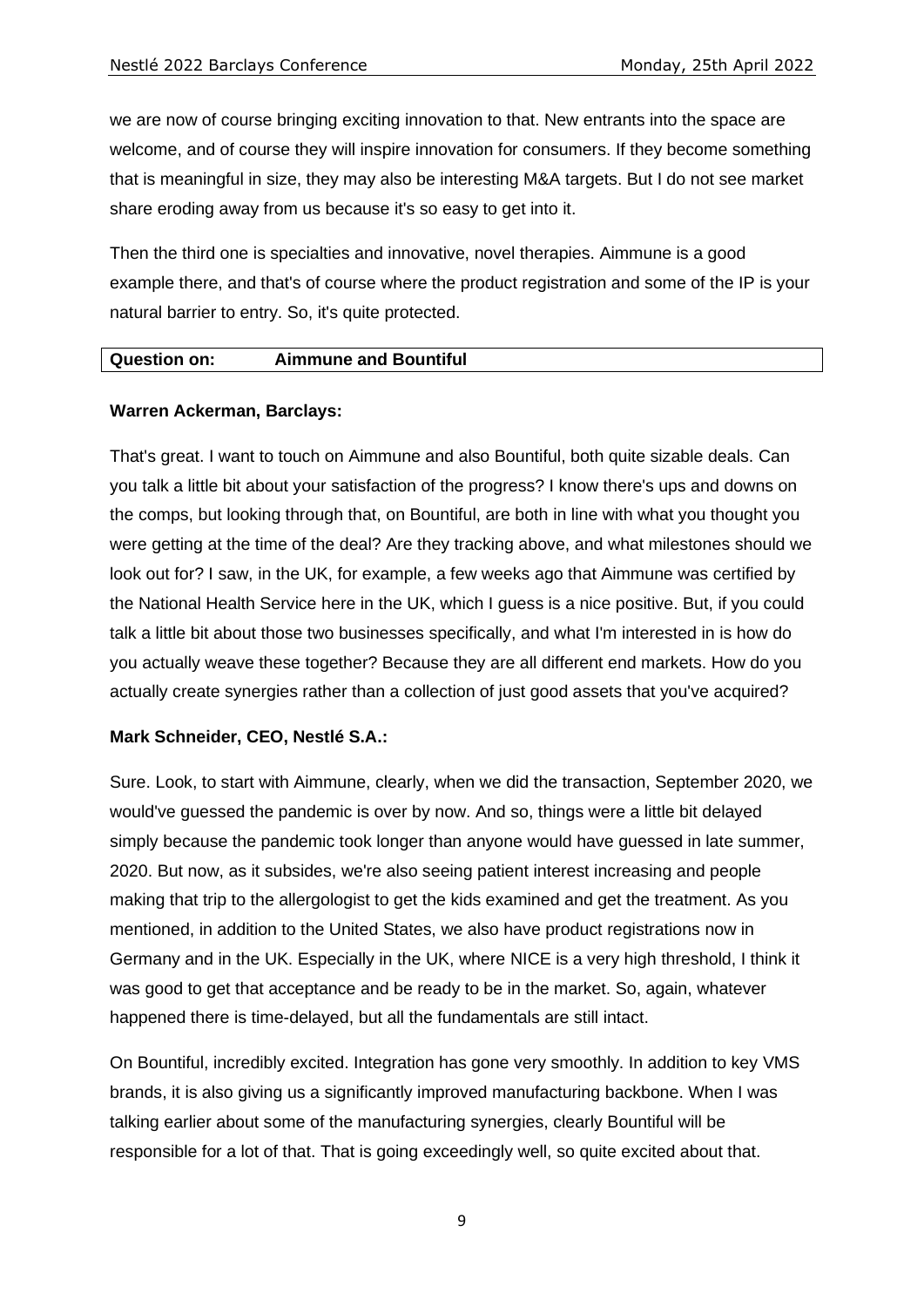we are now of course bringing exciting innovation to that. New entrants into the space are welcome, and of course they will inspire innovation for consumers. If they become something that is meaningful in size, they may also be interesting M&A targets. But I do not see market share eroding away from us because it's so easy to get into it.

Then the third one is specialties and innovative, novel therapies. Aimmune is a good example there, and that's of course where the product registration and some of the IP is your natural barrier to entry. So, it's quite protected.

| **Question on:** | **Aimmune and Bountiful** |
| --- | --- |

**Warren Ackerman, Barclays:**

That's great. I want to touch on Aimmune and also Bountiful, both quite sizable deals. Can you talk a little bit about your satisfaction of the progress? I know there's ups and downs on the comps, but looking through that, on Bountiful, are both in line with what you thought you were getting at the time of the deal? Are they tracking above, and what milestones should we look out for? I saw, in the UK, for example, a few weeks ago that Aimmune was certified by the National Health Service here in the UK, which I guess is a nice positive. But, if you could talk a little bit about those two businesses specifically, and what I'm interested in is how do you actually weave these together? Because they are all different end markets. How do you actually create synergies rather than a collection of just good assets that you've acquired?

**Mark Schneider, CEO, Nestlé S.A.:**

Sure. Look, to start with Aimmune, clearly, when we did the transaction, September 2020, we would've guessed the pandemic is over by now. And so, things were a little bit delayed simply because the pandemic took longer than anyone would have guessed in late summer, 2020. But now, as it subsides, we're also seeing patient interest increasing and people making that trip to the allergologist to get the kids examined and get the treatment. As you mentioned, in addition to the United States, we also have product registrations now in Germany and in the UK. Especially in the UK, where NICE is a very high threshold, I think it was good to get that acceptance and be ready to be in the market. So, again, whatever happened there is time-delayed, but all the fundamentals are still intact.

On Bountiful, incredibly excited. Integration has gone very smoothly. In addition to key VMS brands, it is also giving us a significantly improved manufacturing backbone. When I was talking earlier about some of the manufacturing synergies, clearly Bountiful will be responsible for a lot of that. That is going exceedingly well, so quite excited about that.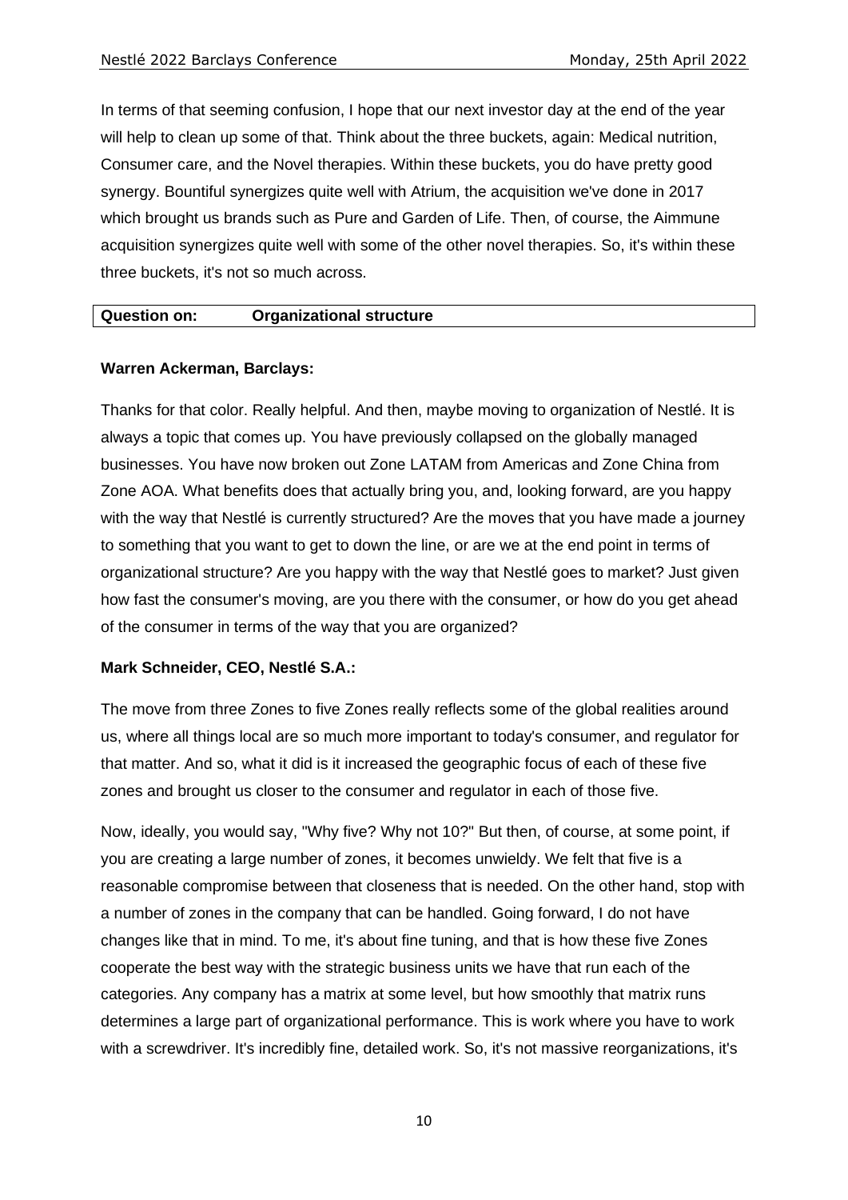In terms of that seeming confusion, I hope that our next investor day at the end of the year will help to clean up some of that. Think about the three buckets, again: Medical nutrition, Consumer care, and the Novel therapies. Within these buckets, you do have pretty good synergy. Bountiful synergizes quite well with Atrium, the acquisition we've done in 2017 which brought us brands such as Pure and Garden of Life. Then, of course, the Aimmune acquisition synergizes quite well with some of the other novel therapies. So, it's within these three buckets, it's not so much across.

| **Question on:** | **Organizational structure** |
|---|---|

**Warren Ackerman, Barclays:**

Thanks for that color. Really helpful. And then, maybe moving to organization of Nestlé. It is always a topic that comes up. You have previously collapsed on the globally managed businesses. You have now broken out Zone LATAM from Americas and Zone China from Zone AOA. What benefits does that actually bring you, and, looking forward, are you happy with the way that Nestlé is currently structured? Are the moves that you have made a journey to something that you want to get to down the line, or are we at the end point in terms of organizational structure? Are you happy with the way that Nestlé goes to market? Just given how fast the consumer's moving, are you there with the consumer, or how do you get ahead of the consumer in terms of the way that you are organized?

**Mark Schneider, CEO, Nestlé S.A.:**

The move from three Zones to five Zones really reflects some of the global realities around us, where all things local are so much more important to today's consumer, and regulator for that matter. And so, what it did is it increased the geographic focus of each of these five zones and brought us closer to the consumer and regulator in each of those five.

Now, ideally, you would say, "Why five? Why not 10?" But then, of course, at some point, if you are creating a large number of zones, it becomes unwieldy. We felt that five is a reasonable compromise between that closeness that is needed. On the other hand, stop with a number of zones in the company that can be handled. Going forward, I do not have changes like that in mind. To me, it's about fine tuning, and that is how these five Zones cooperate the best way with the strategic business units we have that run each of the categories. Any company has a matrix at some level, but how smoothly that matrix runs determines a large part of organizational performance. This is work where you have to work with a screwdriver. It's incredibly fine, detailed work. So, it's not massive reorganizations, it's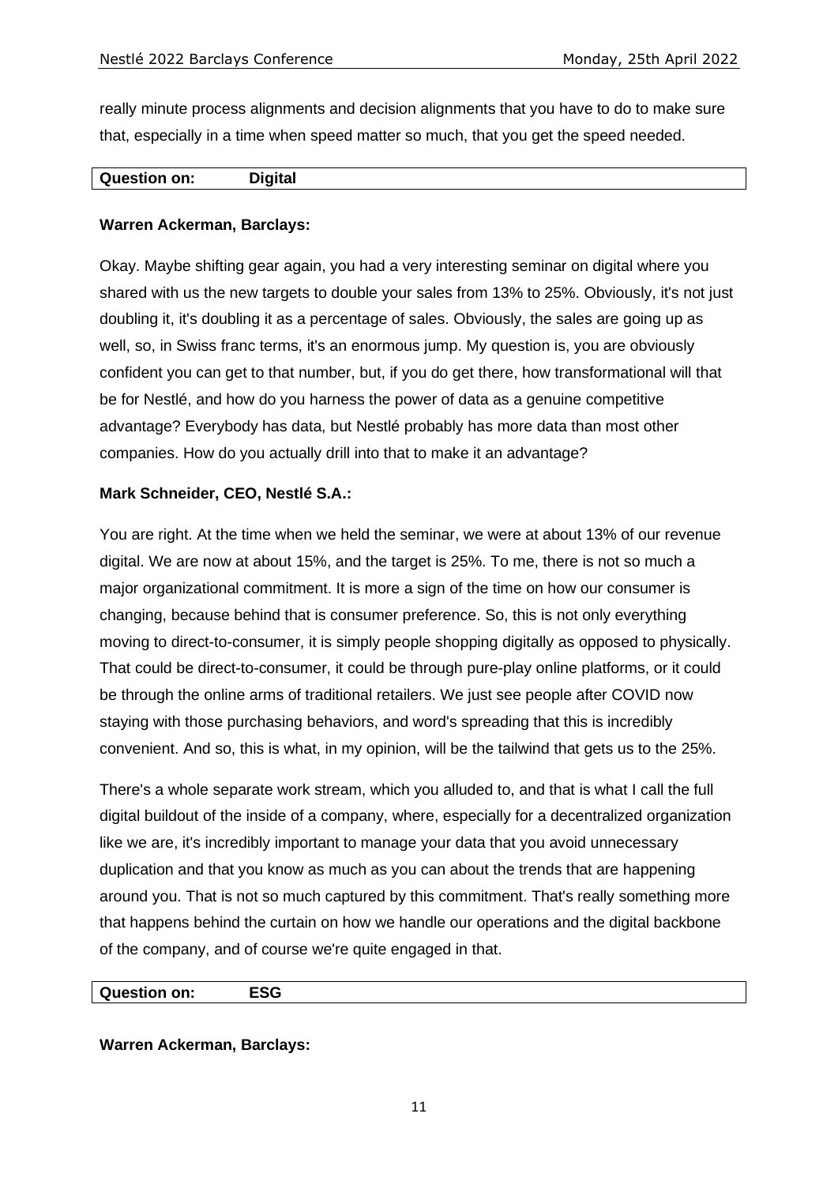really minute process alignments and decision alignments that you have to do to make sure that, especially in a time when speed matter so much, that you get the speed needed.

| **Question on:** | **Digital** |
|---|---|

**Warren Ackerman, Barclays:**

Okay. Maybe shifting gear again, you had a very interesting seminar on digital where you shared with us the new targets to double your sales from 13% to 25%. Obviously, it's not just doubling it, it's doubling it as a percentage of sales. Obviously, the sales are going up as well, so, in Swiss franc terms, it's an enormous jump. My question is, you are obviously confident you can get to that number, but, if you do get there, how transformational will that be for Nestlé, and how do you harness the power of data as a genuine competitive advantage? Everybody has data, but Nestlé probably has more data than most other companies. How do you actually drill into that to make it an advantage?

**Mark Schneider, CEO, Nestlé S.A.:**

You are right. At the time when we held the seminar, we were at about 13% of our revenue digital. We are now at about 15%, and the target is 25%. To me, there is not so much a major organizational commitment. It is more a sign of the time on how our consumer is changing, because behind that is consumer preference. So, this is not only everything moving to direct-to-consumer, it is simply people shopping digitally as opposed to physically. That could be direct-to-consumer, it could be through pure-play online platforms, or it could be through the online arms of traditional retailers. We just see people after COVID now staying with those purchasing behaviors, and word's spreading that this is incredibly convenient. And so, this is what, in my opinion, will be the tailwind that gets us to the 25%.

There's a whole separate work stream, which you alluded to, and that is what I call the full digital buildout of the inside of a company, where, especially for a decentralized organization like we are, it's incredibly important to manage your data that you avoid unnecessary duplication and that you know as much as you can about the trends that are happening around you. That is not so much captured by this commitment. That's really something more that happens behind the curtain on how we handle our operations and the digital backbone of the company, and of course we're quite engaged in that.

| **Question on:** | **ESG** |
|---|---|

**Warren Ackerman, Barclays:**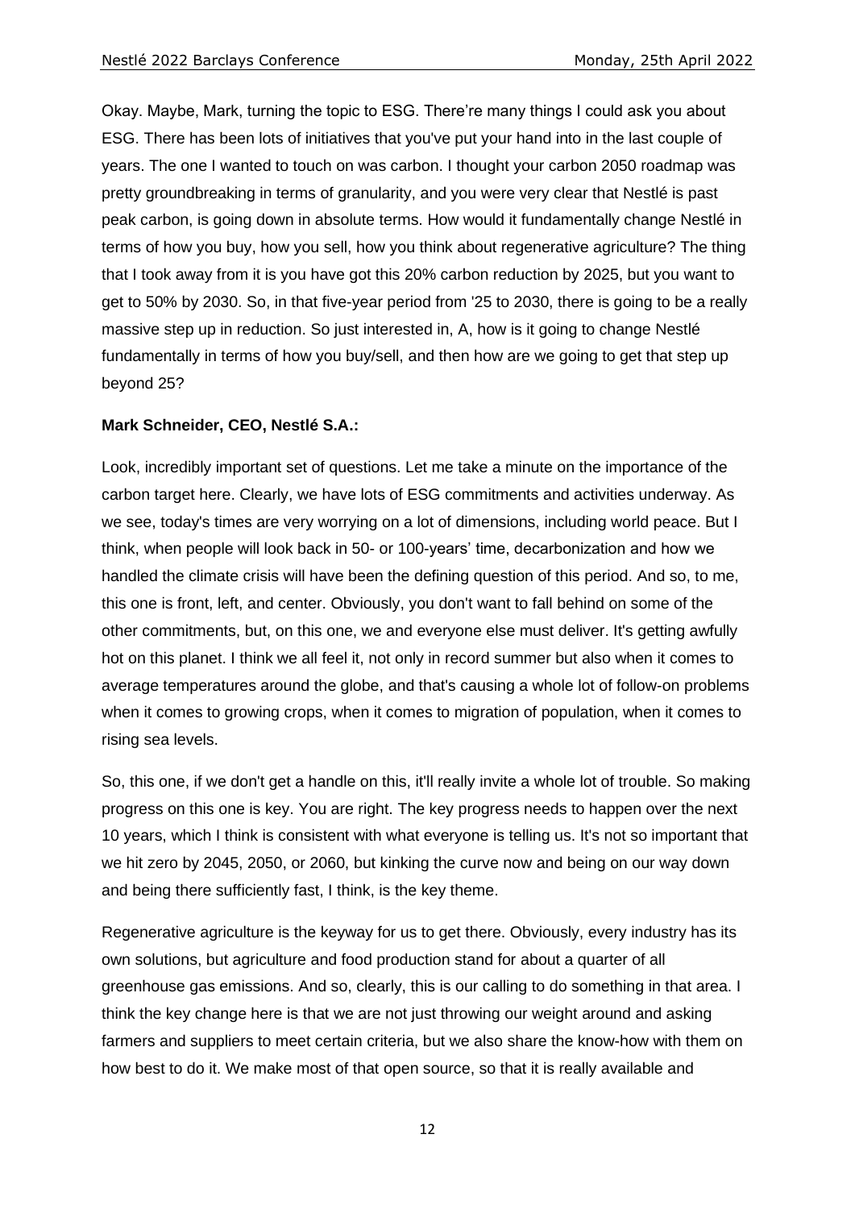Okay. Maybe, Mark, turning the topic to ESG. There're many things I could ask you about ESG. There has been lots of initiatives that you've put your hand into in the last couple of years. The one I wanted to touch on was carbon. I thought your carbon 2050 roadmap was pretty groundbreaking in terms of granularity, and you were very clear that Nestlé is past peak carbon, is going down in absolute terms. How would it fundamentally change Nestlé in terms of how you buy, how you sell, how you think about regenerative agriculture? The thing that I took away from it is you have got this 20% carbon reduction by 2025, but you want to get to 50% by 2030. So, in that five-year period from '25 to 2030, there is going to be a really massive step up in reduction. So just interested in, A, how is it going to change Nestlé fundamentally in terms of how you buy/sell, and then how are we going to get that step up beyond 25?

**Mark Schneider, CEO, Nestlé S.A.:**

Look, incredibly important set of questions. Let me take a minute on the importance of the carbon target here. Clearly, we have lots of ESG commitments and activities underway. As we see, today's times are very worrying on a lot of dimensions, including world peace. But I think, when people will look back in 50- or 100-years' time, decarbonization and how we handled the climate crisis will have been the defining question of this period. And so, to me, this one is front, left, and center. Obviously, you don't want to fall behind on some of the other commitments, but, on this one, we and everyone else must deliver. It's getting awfully hot on this planet. I think we all feel it, not only in record summer but also when it comes to average temperatures around the globe, and that's causing a whole lot of follow-on problems when it comes to growing crops, when it comes to migration of population, when it comes to rising sea levels.

So, this one, if we don't get a handle on this, it'll really invite a whole lot of trouble. So making progress on this one is key. You are right. The key progress needs to happen over the next 10 years, which I think is consistent with what everyone is telling us. It's not so important that we hit zero by 2045, 2050, or 2060, but kinking the curve now and being on our way down and being there sufficiently fast, I think, is the key theme.

Regenerative agriculture is the keyway for us to get there. Obviously, every industry has its own solutions, but agriculture and food production stand for about a quarter of all greenhouse gas emissions. And so, clearly, this is our calling to do something in that area. I think the key change here is that we are not just throwing our weight around and asking farmers and suppliers to meet certain criteria, but we also share the know-how with them on how best to do it. We make most of that open source, so that it is really available and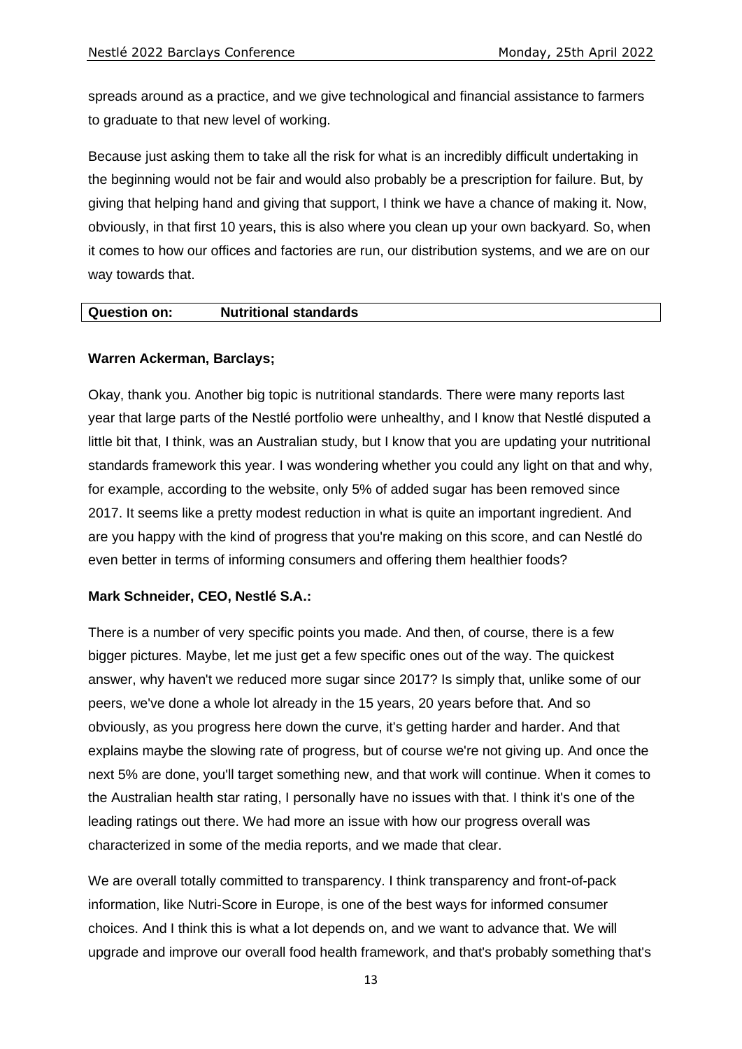spreads around as a practice, and we give technological and financial assistance to farmers to graduate to that new level of working.

Because just asking them to take all the risk for what is an incredibly difficult undertaking in the beginning would not be fair and would also probably be a prescription for failure. But, by giving that helping hand and giving that support, I think we have a chance of making it. Now, obviously, in that first 10 years, this is also where you clean up your own backyard. So, when it comes to how our offices and factories are run, our distribution systems, and we are on our way towards that.

| **Question on:** | **Nutritional standards** |
| --- | --- |

**Warren Ackerman, Barclays;**

Okay, thank you. Another big topic is nutritional standards. There were many reports last year that large parts of the Nestlé portfolio were unhealthy, and I know that Nestlé disputed a little bit that, I think, was an Australian study, but I know that you are updating your nutritional standards framework this year. I was wondering whether you could any light on that and why, for example, according to the website, only 5% of added sugar has been removed since 2017. It seems like a pretty modest reduction in what is quite an important ingredient. And are you happy with the kind of progress that you're making on this score, and can Nestlé do even better in terms of informing consumers and offering them healthier foods?

**Mark Schneider, CEO, Nestlé S.A.:**

There is a number of very specific points you made. And then, of course, there is a few bigger pictures. Maybe, let me just get a few specific ones out of the way. The quickest answer, why haven't we reduced more sugar since 2017? Is simply that, unlike some of our peers, we've done a whole lot already in the 15 years, 20 years before that. And so obviously, as you progress here down the curve, it's getting harder and harder. And that explains maybe the slowing rate of progress, but of course we're not giving up. And once the next 5% are done, you'll target something new, and that work will continue. When it comes to the Australian health star rating, I personally have no issues with that. I think it's one of the leading ratings out there. We had more an issue with how our progress overall was characterized in some of the media reports, and we made that clear.

We are overall totally committed to transparency. I think transparency and front-of-pack information, like Nutri-Score in Europe, is one of the best ways for informed consumer choices. And I think this is what a lot depends on, and we want to advance that. We will upgrade and improve our overall food health framework, and that's probably something that's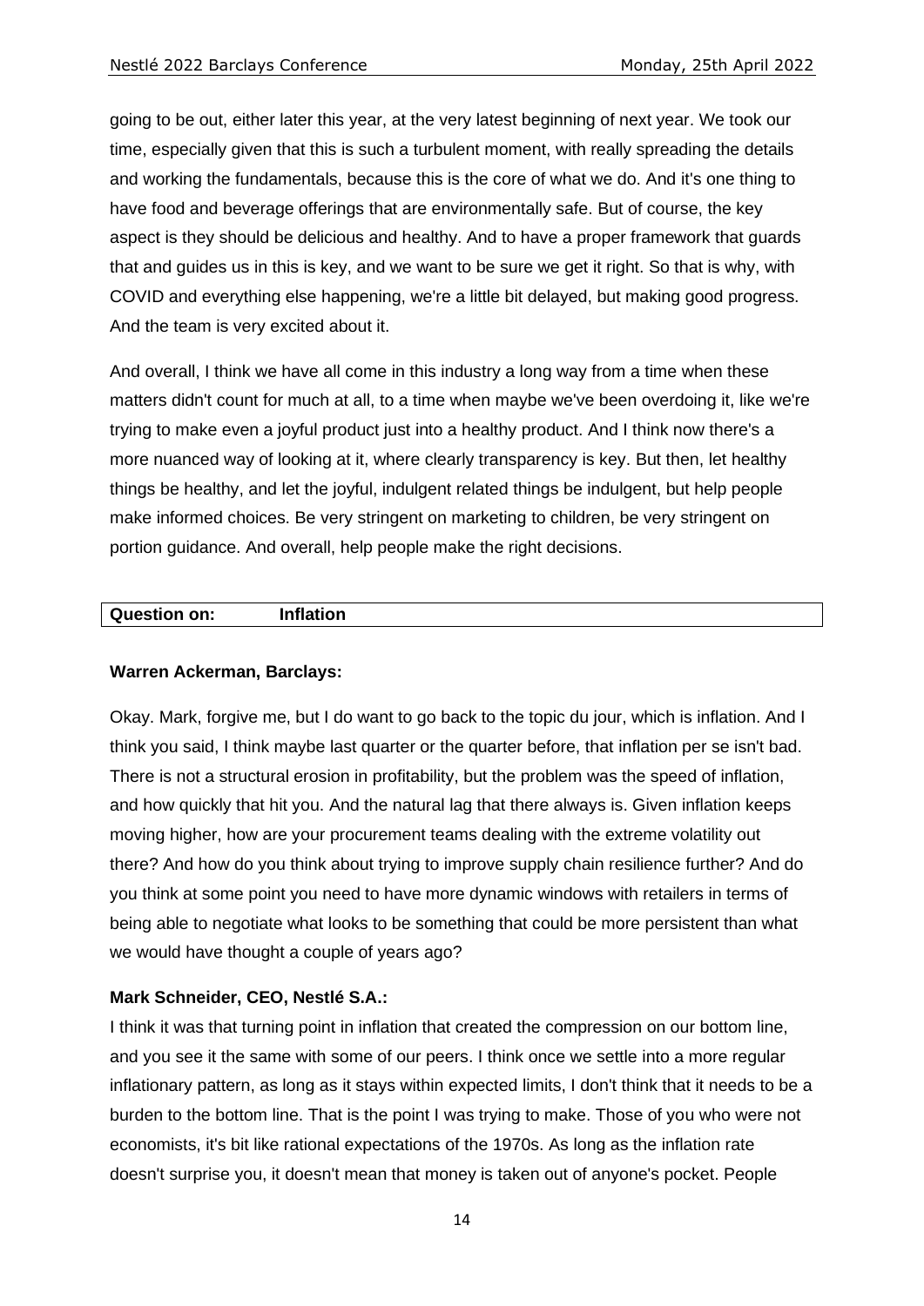going to be out, either later this year, at the very latest beginning of next year. We took our time, especially given that this is such a turbulent moment, with really spreading the details and working the fundamentals, because this is the core of what we do. And it's one thing to have food and beverage offerings that are environmentally safe. But of course, the key aspect is they should be delicious and healthy. And to have a proper framework that guards that and guides us in this is key, and we want to be sure we get it right. So that is why, with COVID and everything else happening, we're a little bit delayed, but making good progress. And the team is very excited about it.

And overall, I think we have all come in this industry a long way from a time when these matters didn't count for much at all, to a time when maybe we've been overdoing it, like we're trying to make even a joyful product just into a healthy product. And I think now there's a more nuanced way of looking at it, where clearly transparency is key. But then, let healthy things be healthy, and let the joyful, indulgent related things be indulgent, but help people make informed choices. Be very stringent on marketing to children, be very stringent on portion guidance. And overall, help people make the right decisions.

| **Question on:** | **Inflation** |
|---|---|

**Warren Ackerman, Barclays:**

Okay. Mark, forgive me, but I do want to go back to the topic du jour, which is inflation. And I think you said, I think maybe last quarter or the quarter before, that inflation per se isn't bad. There is not a structural erosion in profitability, but the problem was the speed of inflation, and how quickly that hit you. And the natural lag that there always is. Given inflation keeps moving higher, how are your procurement teams dealing with the extreme volatility out there? And how do you think about trying to improve supply chain resilience further? And do you think at some point you need to have more dynamic windows with retailers in terms of being able to negotiate what looks to be something that could be more persistent than what we would have thought a couple of years ago?

**Mark Schneider, CEO, Nestlé S.A.:**

I think it was that turning point in inflation that created the compression on our bottom line, and you see it the same with some of our peers. I think once we settle into a more regular inflationary pattern, as long as it stays within expected limits, I don't think that it needs to be a burden to the bottom line. That is the point I was trying to make. Those of you who were not economists, it's bit like rational expectations of the 1970s. As long as the inflation rate doesn't surprise you, it doesn't mean that money is taken out of anyone's pocket. People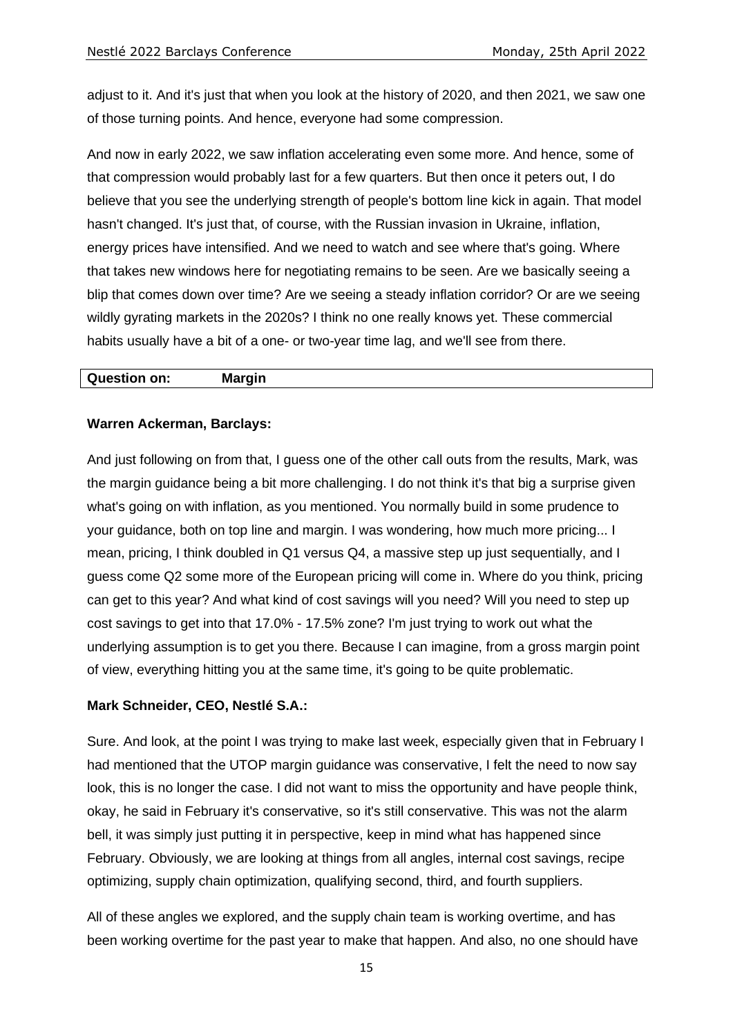adjust to it. And it's just that when you look at the history of 2020, and then 2021, we saw one of those turning points. And hence, everyone had some compression.

And now in early 2022, we saw inflation accelerating even some more. And hence, some of that compression would probably last for a few quarters. But then once it peters out, I do believe that you see the underlying strength of people's bottom line kick in again. That model hasn't changed. It's just that, of course, with the Russian invasion in Ukraine, inflation, energy prices have intensified. And we need to watch and see where that's going. Where that takes new windows here for negotiating remains to be seen. Are we basically seeing a blip that comes down over time? Are we seeing a steady inflation corridor? Or are we seeing wildly gyrating markets in the 2020s? I think no one really knows yet. These commercial habits usually have a bit of a one- or two-year time lag, and we'll see from there.

| **Question on:** | **Margin** |
|---|---|

**Warren Ackerman, Barclays:**

And just following on from that, I guess one of the other call outs from the results, Mark, was the margin guidance being a bit more challenging. I do not think it's that big a surprise given what's going on with inflation, as you mentioned. You normally build in some prudence to your guidance, both on top line and margin. I was wondering, how much more pricing... I mean, pricing, I think doubled in Q1 versus Q4, a massive step up just sequentially, and I guess come Q2 some more of the European pricing will come in. Where do you think, pricing can get to this year? And what kind of cost savings will you need? Will you need to step up cost savings to get into that 17.0% - 17.5% zone? I'm just trying to work out what the underlying assumption is to get you there. Because I can imagine, from a gross margin point of view, everything hitting you at the same time, it's going to be quite problematic.

**Mark Schneider, CEO, Nestlé S.A.:**

Sure. And look, at the point I was trying to make last week, especially given that in February I had mentioned that the UTOP margin guidance was conservative, I felt the need to now say look, this is no longer the case. I did not want to miss the opportunity and have people think, okay, he said in February it's conservative, so it's still conservative. This was not the alarm bell, it was simply just putting it in perspective, keep in mind what has happened since February. Obviously, we are looking at things from all angles, internal cost savings, recipe optimizing, supply chain optimization, qualifying second, third, and fourth suppliers.

All of these angles we explored, and the supply chain team is working overtime, and has been working overtime for the past year to make that happen. And also, no one should have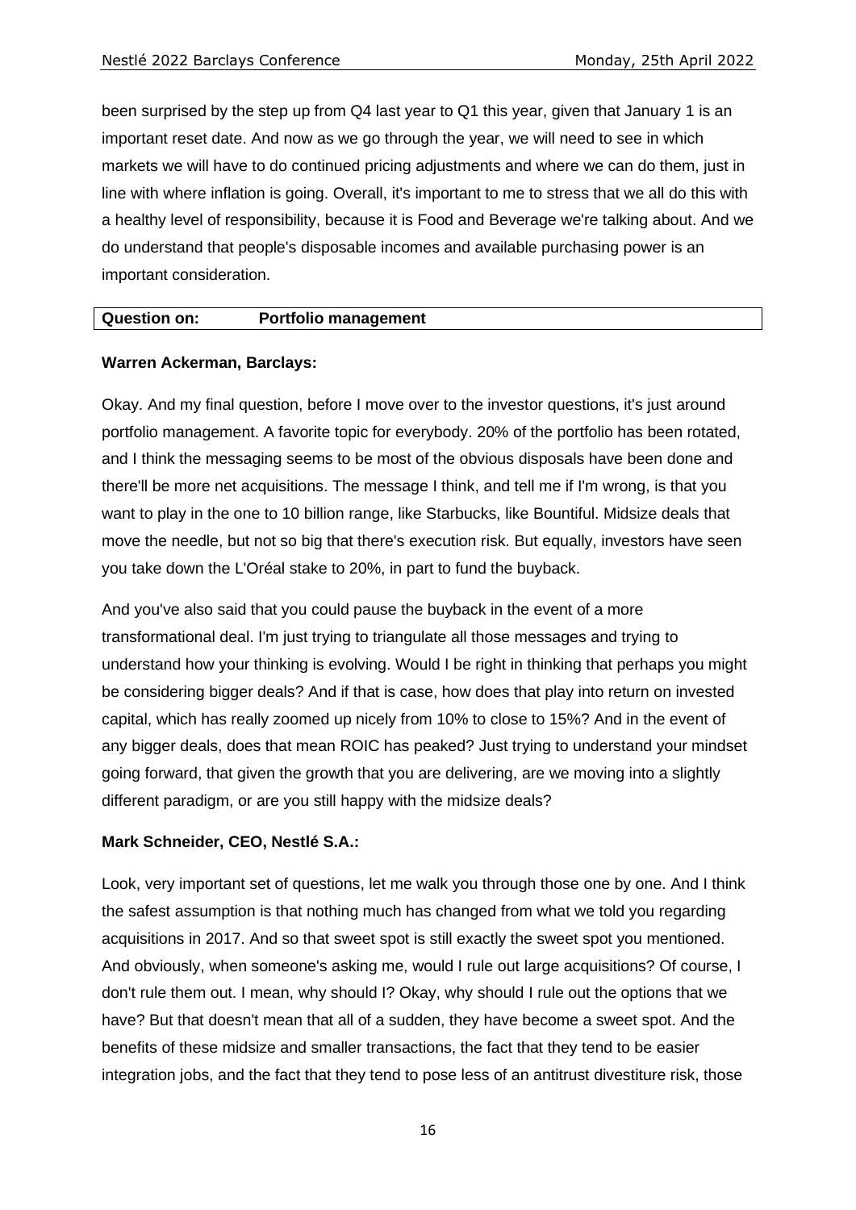been surprised by the step up from Q4 last year to Q1 this year, given that January 1 is an important reset date. And now as we go through the year, we will need to see in which markets we will have to do continued pricing adjustments and where we can do them, just in line with where inflation is going. Overall, it's important to me to stress that we all do this with a healthy level of responsibility, because it is Food and Beverage we're talking about. And we do understand that people's disposable incomes and available purchasing power is an important consideration.

| **Question on:** | **Portfolio management** |
|---|---|

**Warren Ackerman, Barclays:**

Okay. And my final question, before I move over to the investor questions, it's just around portfolio management. A favorite topic for everybody. 20% of the portfolio has been rotated, and I think the messaging seems to be most of the obvious disposals have been done and there'll be more net acquisitions. The message I think, and tell me if I'm wrong, is that you want to play in the one to 10 billion range, like Starbucks, like Bountiful. Midsize deals that move the needle, but not so big that there's execution risk. But equally, investors have seen you take down the L'Oréal stake to 20%, in part to fund the buyback.

And you've also said that you could pause the buyback in the event of a more transformational deal. I'm just trying to triangulate all those messages and trying to understand how your thinking is evolving. Would I be right in thinking that perhaps you might be considering bigger deals? And if that is case, how does that play into return on invested capital, which has really zoomed up nicely from 10% to close to 15%? And in the event of any bigger deals, does that mean ROIC has peaked? Just trying to understand your mindset going forward, that given the growth that you are delivering, are we moving into a slightly different paradigm, or are you still happy with the midsize deals?

**Mark Schneider, CEO, Nestlé S.A.:**

Look, very important set of questions, let me walk you through those one by one. And I think the safest assumption is that nothing much has changed from what we told you regarding acquisitions in 2017. And so that sweet spot is still exactly the sweet spot you mentioned. And obviously, when someone's asking me, would I rule out large acquisitions? Of course, I don't rule them out. I mean, why should I? Okay, why should I rule out the options that we have? But that doesn't mean that all of a sudden, they have become a sweet spot. And the benefits of these midsize and smaller transactions, the fact that they tend to be easier integration jobs, and the fact that they tend to pose less of an antitrust divestiture risk, those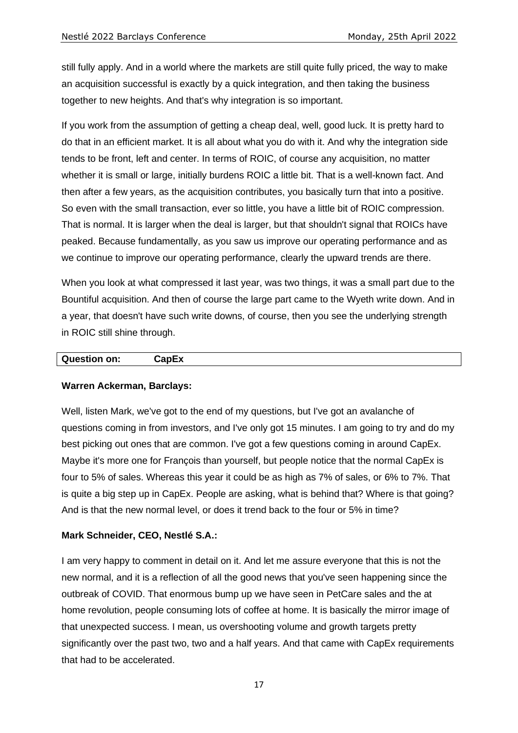still fully apply. And in a world where the markets are still quite fully priced, the way to make an acquisition successful is exactly by a quick integration, and then taking the business together to new heights. And that's why integration is so important.

If you work from the assumption of getting a cheap deal, well, good luck. It is pretty hard to do that in an efficient market. It is all about what you do with it. And why the integration side tends to be front, left and center. In terms of ROIC, of course any acquisition, no matter whether it is small or large, initially burdens ROIC a little bit. That is a well-known fact. And then after a few years, as the acquisition contributes, you basically turn that into a positive. So even with the small transaction, ever so little, you have a little bit of ROIC compression. That is normal. It is larger when the deal is larger, but that shouldn't signal that ROICs have peaked. Because fundamentally, as you saw us improve our operating performance and as we continue to improve our operating performance, clearly the upward trends are there.

When you look at what compressed it last year, was two things, it was a small part due to the Bountiful acquisition. And then of course the large part came to the Wyeth write down. And in a year, that doesn't have such write downs, of course, then you see the underlying strength in ROIC still shine through.

| **Question on:** | **CapEx** |
|---|---|

**Warren Ackerman, Barclays:**

Well, listen Mark, we've got to the end of my questions, but I've got an avalanche of questions coming in from investors, and I've only got 15 minutes. I am going to try and do my best picking out ones that are common. I've got a few questions coming in around CapEx. Maybe it's more one for François than yourself, but people notice that the normal CapEx is four to 5% of sales. Whereas this year it could be as high as 7% of sales, or 6% to 7%. That is quite a big step up in CapEx. People are asking, what is behind that? Where is that going? And is that the new normal level, or does it trend back to the four or 5% in time?

**Mark Schneider, CEO, Nestlé S.A.:**

I am very happy to comment in detail on it. And let me assure everyone that this is not the new normal, and it is a reflection of all the good news that you've seen happening since the outbreak of COVID. That enormous bump up we have seen in PetCare sales and the at home revolution, people consuming lots of coffee at home. It is basically the mirror image of that unexpected success. I mean, us overshooting volume and growth targets pretty significantly over the past two, two and a half years. And that came with CapEx requirements that had to be accelerated.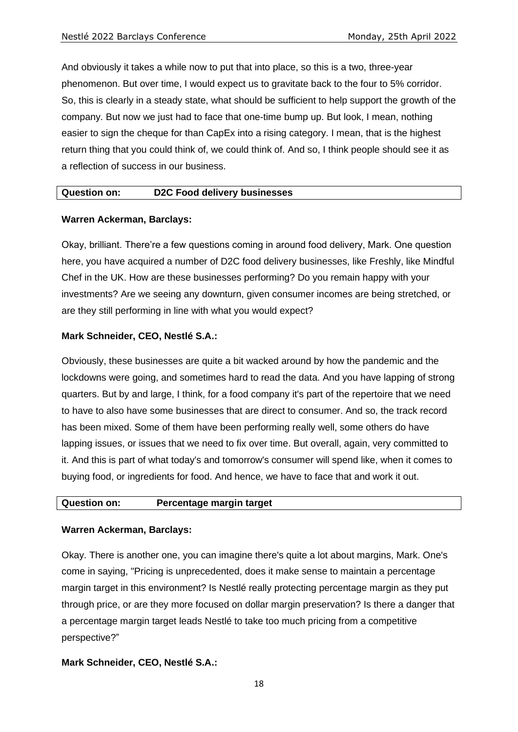And obviously it takes a while now to put that into place, so this is a two, three-year phenomenon. But over time, I would expect us to gravitate back to the four to 5% corridor. So, this is clearly in a steady state, what should be sufficient to help support the growth of the company. But now we just had to face that one-time bump up. But look, I mean, nothing easier to sign the cheque for than CapEx into a rising category. I mean, that is the highest return thing that you could think of, we could think of. And so, I think people should see it as a reflection of success in our business.

| **Question on:** | **D2C Food delivery businesses** |
|---|---|

**Warren Ackerman, Barclays:**

Okay, brilliant. There're a few questions coming in around food delivery, Mark. One question here, you have acquired a number of D2C food delivery businesses, like Freshly, like Mindful Chef in the UK. How are these businesses performing? Do you remain happy with your investments? Are we seeing any downturn, given consumer incomes are being stretched, or are they still performing in line with what you would expect?

**Mark Schneider, CEO, Nestlé S.A.:**

Obviously, these businesses are quite a bit wacked around by how the pandemic and the lockdowns were going, and sometimes hard to read the data. And you have lapping of strong quarters. But by and large, I think, for a food company it's part of the repertoire that we need to have to also have some businesses that are direct to consumer. And so, the track record has been mixed. Some of them have been performing really well, some others do have lapping issues, or issues that we need to fix over time. But overall, again, very committed to it. And this is part of what today's and tomorrow's consumer will spend like, when it comes to buying food, or ingredients for food. And hence, we have to face that and work it out.

| **Question on:** | **Percentage margin target** |
|---|---|

**Warren Ackerman, Barclays:**

Okay. There is another one, you can imagine there's quite a lot about margins, Mark. One's come in saying, "Pricing is unprecedented, does it make sense to maintain a percentage margin target in this environment? Is Nestlé really protecting percentage margin as they put through price, or are they more focused on dollar margin preservation? Is there a danger that a percentage margin target leads Nestlé to take too much pricing from a competitive perspective?"

**Mark Schneider, CEO, Nestlé S.A.:**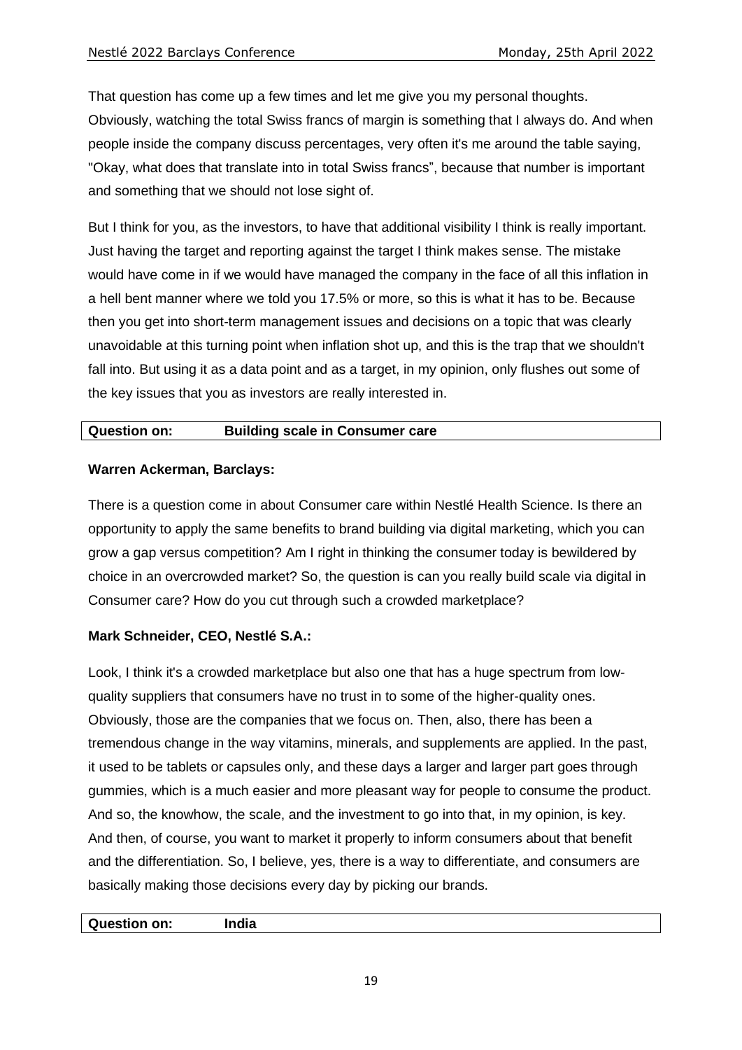That question has come up a few times and let me give you my personal thoughts. Obviously, watching the total Swiss francs of margin is something that I always do. And when people inside the company discuss percentages, very often it's me around the table saying, "Okay, what does that translate into in total Swiss francs", because that number is important and something that we should not lose sight of.

But I think for you, as the investors, to have that additional visibility I think is really important. Just having the target and reporting against the target I think makes sense. The mistake would have come in if we would have managed the company in the face of all this inflation in a hell bent manner where we told you 17.5% or more, so this is what it has to be. Because then you get into short-term management issues and decisions on a topic that was clearly unavoidable at this turning point when inflation shot up, and this is the trap that we shouldn't fall into. But using it as a data point and as a target, in my opinion, only flushes out some of the key issues that you as investors are really interested in.

| **Question on:** | **Building scale in Consumer care** |
|---|---|

**Warren Ackerman, Barclays:**

There is a question come in about Consumer care within Nestlé Health Science. Is there an opportunity to apply the same benefits to brand building via digital marketing, which you can grow a gap versus competition? Am I right in thinking the consumer today is bewildered by choice in an overcrowded market? So, the question is can you really build scale via digital in Consumer care? How do you cut through such a crowded marketplace?

**Mark Schneider, CEO, Nestlé S.A.:**

Look, I think it's a crowded marketplace but also one that has a huge spectrum from low-quality suppliers that consumers have no trust in to some of the higher-quality ones. Obviously, those are the companies that we focus on. Then, also, there has been a tremendous change in the way vitamins, minerals, and supplements are applied. In the past, it used to be tablets or capsules only, and these days a larger and larger part goes through gummies, which is a much easier and more pleasant way for people to consume the product. And so, the knowhow, the scale, and the investment to go into that, in my opinion, is key. And then, of course, you want to market it properly to inform consumers about that benefit and the differentiation. So, I believe, yes, there is a way to differentiate, and consumers are basically making those decisions every day by picking our brands.

| **Question on:** | **India** |
|---|---|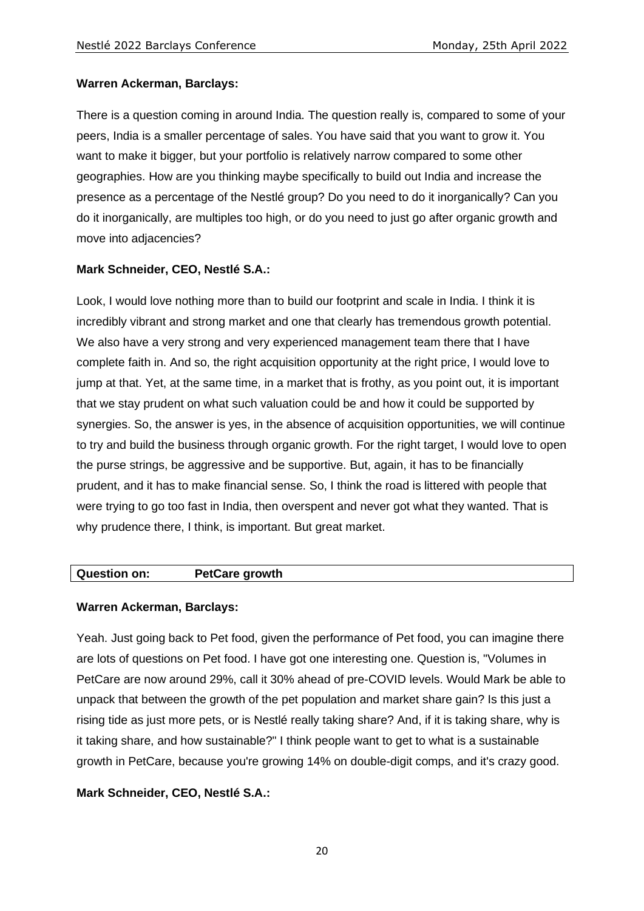**Warren Ackerman, Barclays:**

There is a question coming in around India. The question really is, compared to some of your peers, India is a smaller percentage of sales. You have said that you want to grow it. You want to make it bigger, but your portfolio is relatively narrow compared to some other geographies. How are you thinking maybe specifically to build out India and increase the presence as a percentage of the Nestlé group? Do you need to do it inorganically? Can you do it inorganically, are multiples too high, or do you need to just go after organic growth and move into adjacencies?

**Mark Schneider, CEO, Nestlé S.A.:**

Look, I would love nothing more than to build our footprint and scale in India. I think it is incredibly vibrant and strong market and one that clearly has tremendous growth potential. We also have a very strong and very experienced management team there that I have complete faith in. And so, the right acquisition opportunity at the right price, I would love to jump at that. Yet, at the same time, in a market that is frothy, as you point out, it is important that we stay prudent on what such valuation could be and how it could be supported by synergies. So, the answer is yes, in the absence of acquisition opportunities, we will continue to try and build the business through organic growth. For the right target, I would love to open the purse strings, be aggressive and be supportive. But, again, it has to be financially prudent, and it has to make financial sense. So, I think the road is littered with people that were trying to go too fast in India, then overspent and never got what they wanted. That is why prudence there, I think, is important. But great market.

| **Question on:** | **PetCare growth** |
|---|---|

**Warren Ackerman, Barclays:**

Yeah. Just going back to Pet food, given the performance of Pet food, you can imagine there are lots of questions on Pet food. I have got one interesting one. Question is, "Volumes in PetCare are now around 29%, call it 30% ahead of pre-COVID levels. Would Mark be able to unpack that between the growth of the pet population and market share gain? Is this just a rising tide as just more pets, or is Nestlé really taking share? And, if it is taking share, why is it taking share, and how sustainable?" I think people want to get to what is a sustainable growth in PetCare, because you're growing 14% on double-digit comps, and it's crazy good.

**Mark Schneider, CEO, Nestlé S.A.:**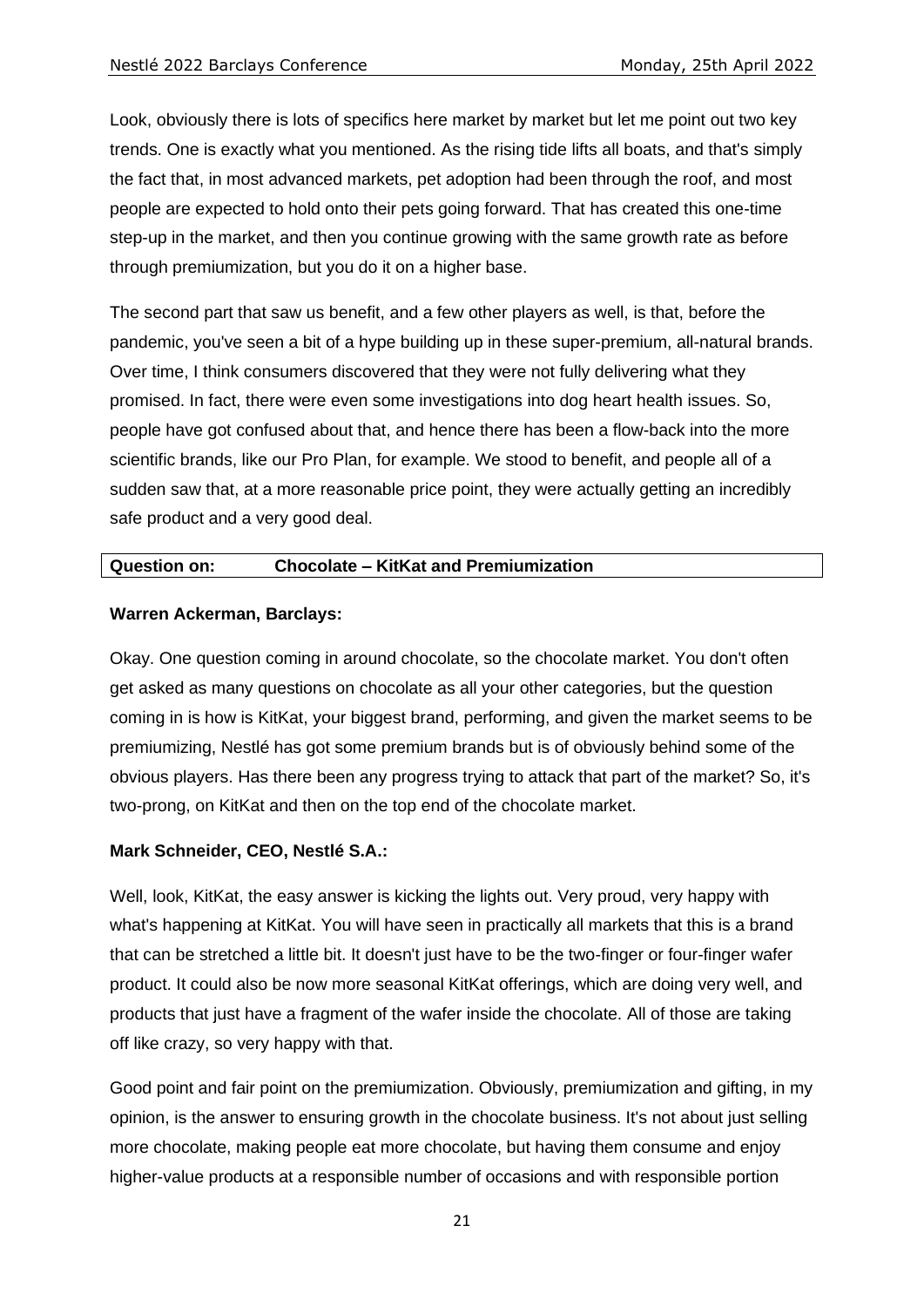Look, obviously there is lots of specifics here market by market but let me point out two key trends. One is exactly what you mentioned. As the rising tide lifts all boats, and that's simply the fact that, in most advanced markets, pet adoption had been through the roof, and most people are expected to hold onto their pets going forward. That has created this one-time step-up in the market, and then you continue growing with the same growth rate as before through premiumization, but you do it on a higher base.

The second part that saw us benefit, and a few other players as well, is that, before the pandemic, you've seen a bit of a hype building up in these super-premium, all-natural brands. Over time, I think consumers discovered that they were not fully delivering what they promised. In fact, there were even some investigations into dog heart health issues. So, people have got confused about that, and hence there has been a flow-back into the more scientific brands, like our Pro Plan, for example. We stood to benefit, and people all of a sudden saw that, at a more reasonable price point, they were actually getting an incredibly safe product and a very good deal.

| **Question on:** | **Chocolate – KitKat and Premiumization** |
|---|---|

**Warren Ackerman, Barclays:**

Okay. One question coming in around chocolate, so the chocolate market. You don't often get asked as many questions on chocolate as all your other categories, but the question coming in is how is KitKat, your biggest brand, performing, and given the market seems to be premiumizing, Nestlé has got some premium brands but is of obviously behind some of the obvious players. Has there been any progress trying to attack that part of the market? So, it's two-prong, on KitKat and then on the top end of the chocolate market.

**Mark Schneider, CEO, Nestlé S.A.:**

Well, look, KitKat, the easy answer is kicking the lights out. Very proud, very happy with what's happening at KitKat. You will have seen in practically all markets that this is a brand that can be stretched a little bit. It doesn't just have to be the two-finger or four-finger wafer product. It could also be now more seasonal KitKat offerings, which are doing very well, and products that just have a fragment of the wafer inside the chocolate. All of those are taking off like crazy, so very happy with that.

Good point and fair point on the premiumization. Obviously, premiumization and gifting, in my opinion, is the answer to ensuring growth in the chocolate business. It's not about just selling more chocolate, making people eat more chocolate, but having them consume and enjoy higher-value products at a responsible number of occasions and with responsible portion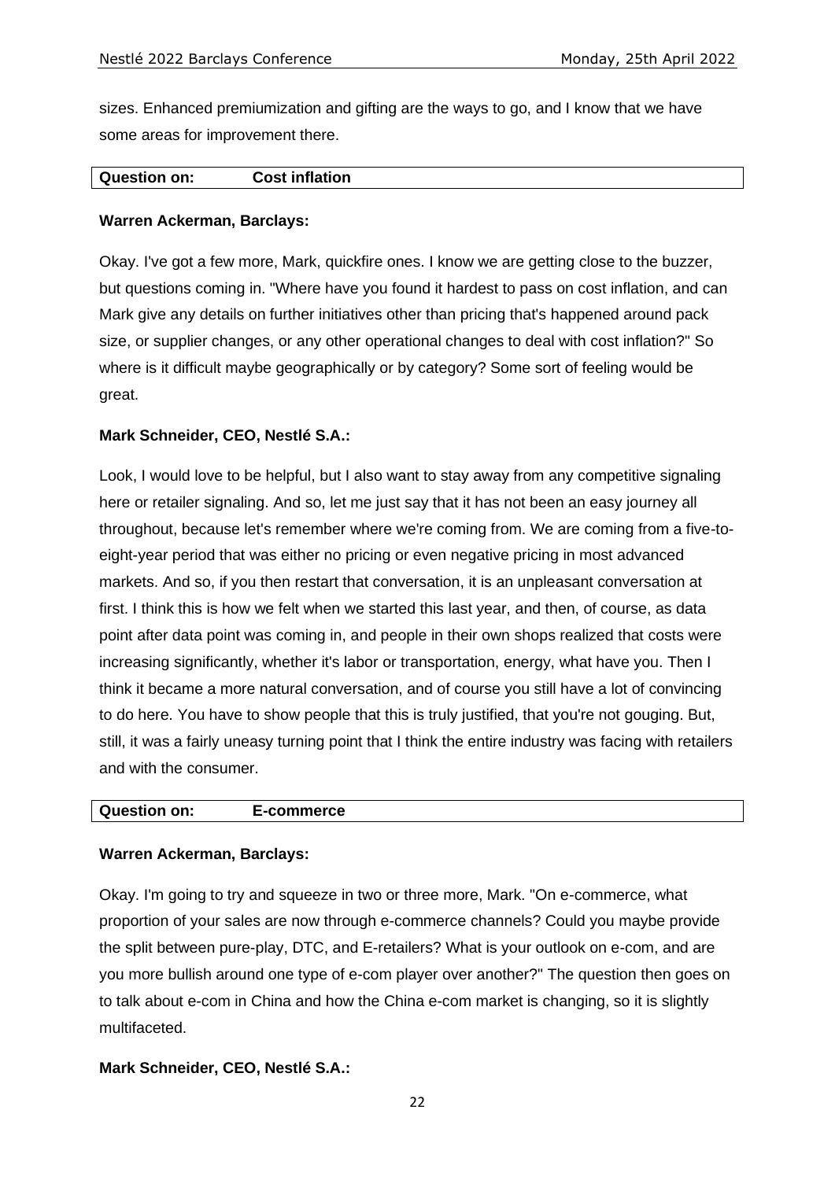sizes. Enhanced premiumization and gifting are the ways to go, and I know that we have some areas for improvement there.

| **Question on:** | **Cost inflation** |
|---|---|

**Warren Ackerman, Barclays:**

Okay. I've got a few more, Mark, quickfire ones. I know we are getting close to the buzzer, but questions coming in. "Where have you found it hardest to pass on cost inflation, and can Mark give any details on further initiatives other than pricing that's happened around pack size, or supplier changes, or any other operational changes to deal with cost inflation?" So where is it difficult maybe geographically or by category? Some sort of feeling would be great.

**Mark Schneider, CEO, Nestlé S.A.:**

Look, I would love to be helpful, but I also want to stay away from any competitive signaling here or retailer signaling. And so, let me just say that it has not been an easy journey all throughout, because let's remember where we're coming from. We are coming from a five-to-eight-year period that was either no pricing or even negative pricing in most advanced markets. And so, if you then restart that conversation, it is an unpleasant conversation at first. I think this is how we felt when we started this last year, and then, of course, as data point after data point was coming in, and people in their own shops realized that costs were increasing significantly, whether it's labor or transportation, energy, what have you. Then I think it became a more natural conversation, and of course you still have a lot of convincing to do here. You have to show people that this is truly justified, that you're not gouging. But, still, it was a fairly uneasy turning point that I think the entire industry was facing with retailers and with the consumer.

| **Question on:** | **E-commerce** |
|---|---|

**Warren Ackerman, Barclays:**

Okay. I'm going to try and squeeze in two or three more, Mark. "On e-commerce, what proportion of your sales are now through e-commerce channels? Could you maybe provide the split between pure-play, DTC, and E-retailers? What is your outlook on e-com, and are you more bullish around one type of e-com player over another?" The question then goes on to talk about e-com in China and how the China e-com market is changing, so it is slightly multifaceted.

**Mark Schneider, CEO, Nestlé S.A.:**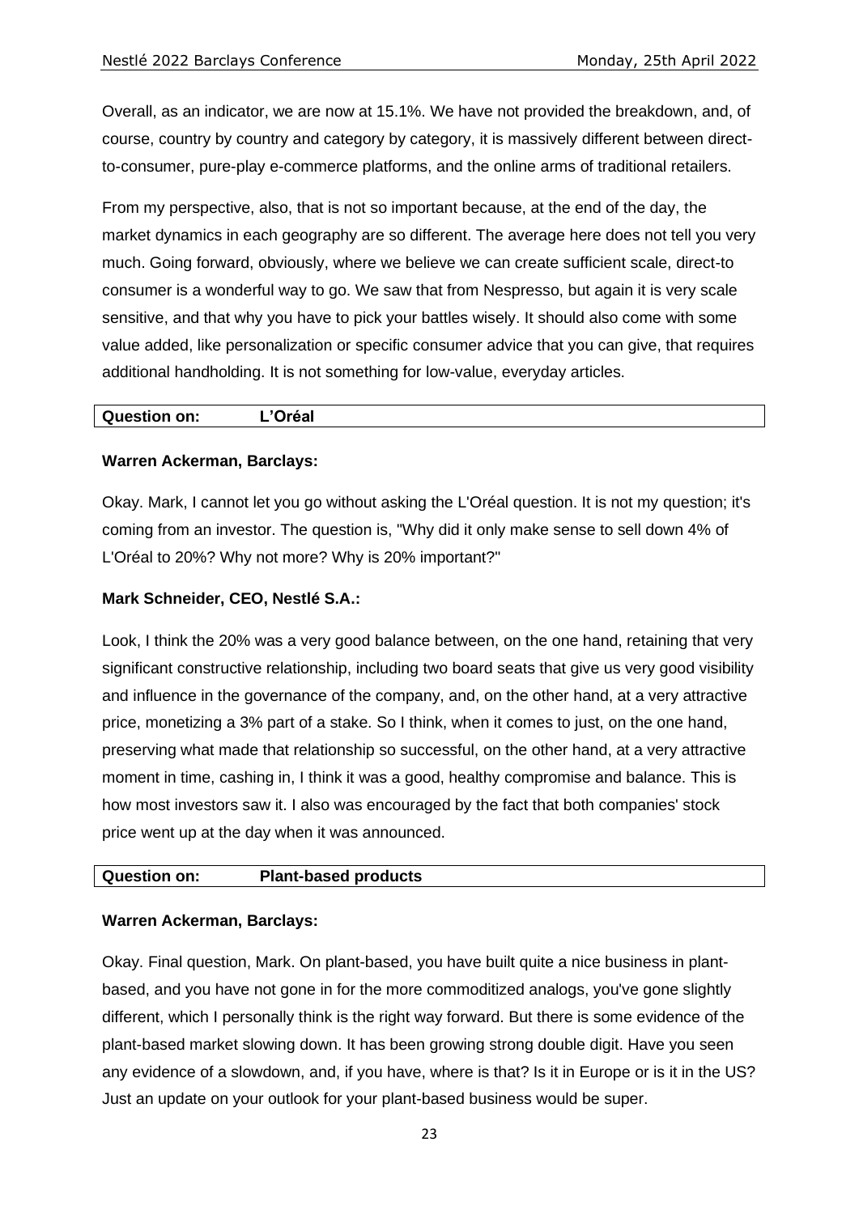Overall, as an indicator, we are now at 15.1%. We have not provided the breakdown, and, of course, country by country and category by category, it is massively different between direct-to-consumer, pure-play e-commerce platforms, and the online arms of traditional retailers.

From my perspective, also, that is not so important because, at the end of the day, the market dynamics in each geography are so different. The average here does not tell you very much. Going forward, obviously, where we believe we can create sufficient scale, direct-to consumer is a wonderful way to go. We saw that from Nespresso, but again it is very scale sensitive, and that why you have to pick your battles wisely. It should also come with some value added, like personalization or specific consumer advice that you can give, that requires additional handholding. It is not something for low-value, everyday articles.

| **Question on:** | **L'Oréal** |
|---|---|

**Warren Ackerman, Barclays:**

Okay. Mark, I cannot let you go without asking the L'Oréal question. It is not my question; it's coming from an investor. The question is, "Why did it only make sense to sell down 4% of L'Oréal to 20%? Why not more? Why is 20% important?"

**Mark Schneider, CEO, Nestlé S.A.:**

Look, I think the 20% was a very good balance between, on the one hand, retaining that very significant constructive relationship, including two board seats that give us very good visibility and influence in the governance of the company, and, on the other hand, at a very attractive price, monetizing a 3% part of a stake. So I think, when it comes to just, on the one hand, preserving what made that relationship so successful, on the other hand, at a very attractive moment in time, cashing in, I think it was a good, healthy compromise and balance. This is how most investors saw it. I also was encouraged by the fact that both companies' stock price went up at the day when it was announced.

| **Question on:** | **Plant-based products** |
|---|---|

**Warren Ackerman, Barclays:**

Okay. Final question, Mark. On plant-based, you have built quite a nice business in plant-based, and you have not gone in for the more commoditized analogs, you've gone slightly different, which I personally think is the right way forward. But there is some evidence of the plant-based market slowing down. It has been growing strong double digit. Have you seen any evidence of a slowdown, and, if you have, where is that? Is it in Europe or is it in the US? Just an update on your outlook for your plant-based business would be super.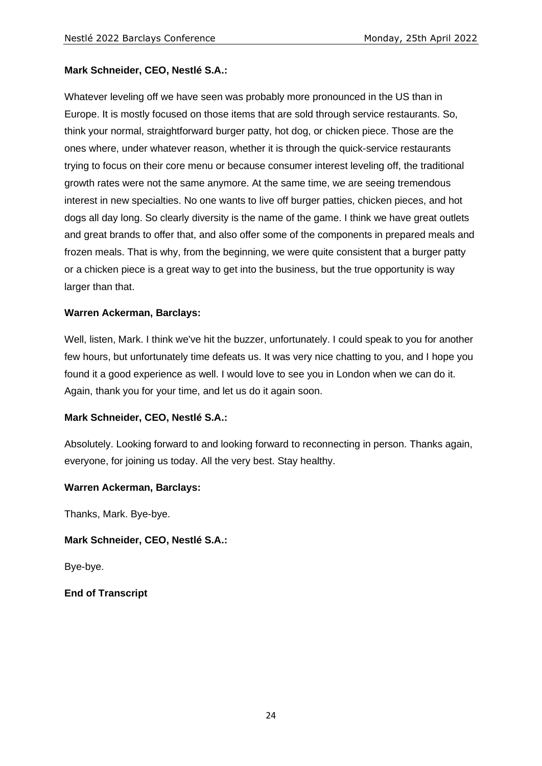**Mark Schneider, CEO, Nestlé S.A.:**

Whatever leveling off we have seen was probably more pronounced in the US than in Europe. It is mostly focused on those items that are sold through service restaurants. So, think your normal, straightforward burger patty, hot dog, or chicken piece. Those are the ones where, under whatever reason, whether it is through the quick-service restaurants trying to focus on their core menu or because consumer interest leveling off, the traditional growth rates were not the same anymore. At the same time, we are seeing tremendous interest in new specialties. No one wants to live off burger patties, chicken pieces, and hot dogs all day long. So clearly diversity is the name of the game. I think we have great outlets and great brands to offer that, and also offer some of the components in prepared meals and frozen meals. That is why, from the beginning, we were quite consistent that a burger patty or a chicken piece is a great way to get into the business, but the true opportunity is way larger than that.

**Warren Ackerman, Barclays:**

Well, listen, Mark. I think we've hit the buzzer, unfortunately. I could speak to you for another few hours, but unfortunately time defeats us. It was very nice chatting to you, and I hope you found it a good experience as well. I would love to see you in London when we can do it. Again, thank you for your time, and let us do it again soon.

**Mark Schneider, CEO, Nestlé S.A.:**

Absolutely. Looking forward to and looking forward to reconnecting in person. Thanks again, everyone, for joining us today. All the very best. Stay healthy.

**Warren Ackerman, Barclays:**

Thanks, Mark. Bye-bye.

**Mark Schneider, CEO, Nestlé S.A.:**

Bye-bye.

**End of Transcript**